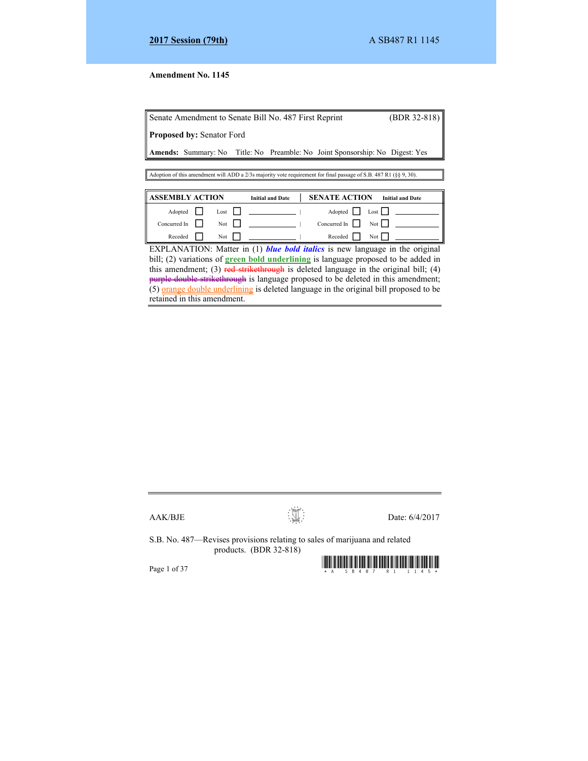**2017 Session (79th)** A SB487 R1 1145

**Amendment No. 1145**

| Senate Amendment to Senate Bill No. 487 First Reprint | (BDR 32-818) |
|---|---|
| **Proposed by:** Senator Ford | |
| **Amends:** Summary: No Title: No Preamble: No Joint Sponsorship: No Digest: Yes | |

Adoption of this amendment will ADD a 2/3s majority vote requirement for final passage of S.B. 487 R1 (§§ 9, 30).

| ASSEMBLY ACTION | | | | Initial and Date | SENATE ACTION | | | | Initial and Date |
|---|---|---|---|---|---|---|---|---|---|
| Adopted | ☐ | Lost | ☐ | | Adopted | ☐ | Lost | ☐ | |
| Concurred In | ☐ | Not | ☐ | | Concurred In | ☐ | Not | ☐ | |
| Receded | ☐ | Not | ☐ | | Receded | ☐ | Not | ☐ | |

EXPLANATION: Matter in (1) ***blue bold italics*** is new language in the original bill; (2) variations of **green bold underlining** is language proposed to be added in this amendment; (3) ~~red strikethrough~~ is deleted language in the original bill; (4) ~~purple double strikethrough~~ is language proposed to be deleted in this amendment; (5) orange double underlining is deleted language in the original bill proposed to be retained in this amendment.

AAK/BJE Date: 6/4/2017

S.B. No. 487—Revises provisions relating to sales of marijuana and related products. (BDR 32-818)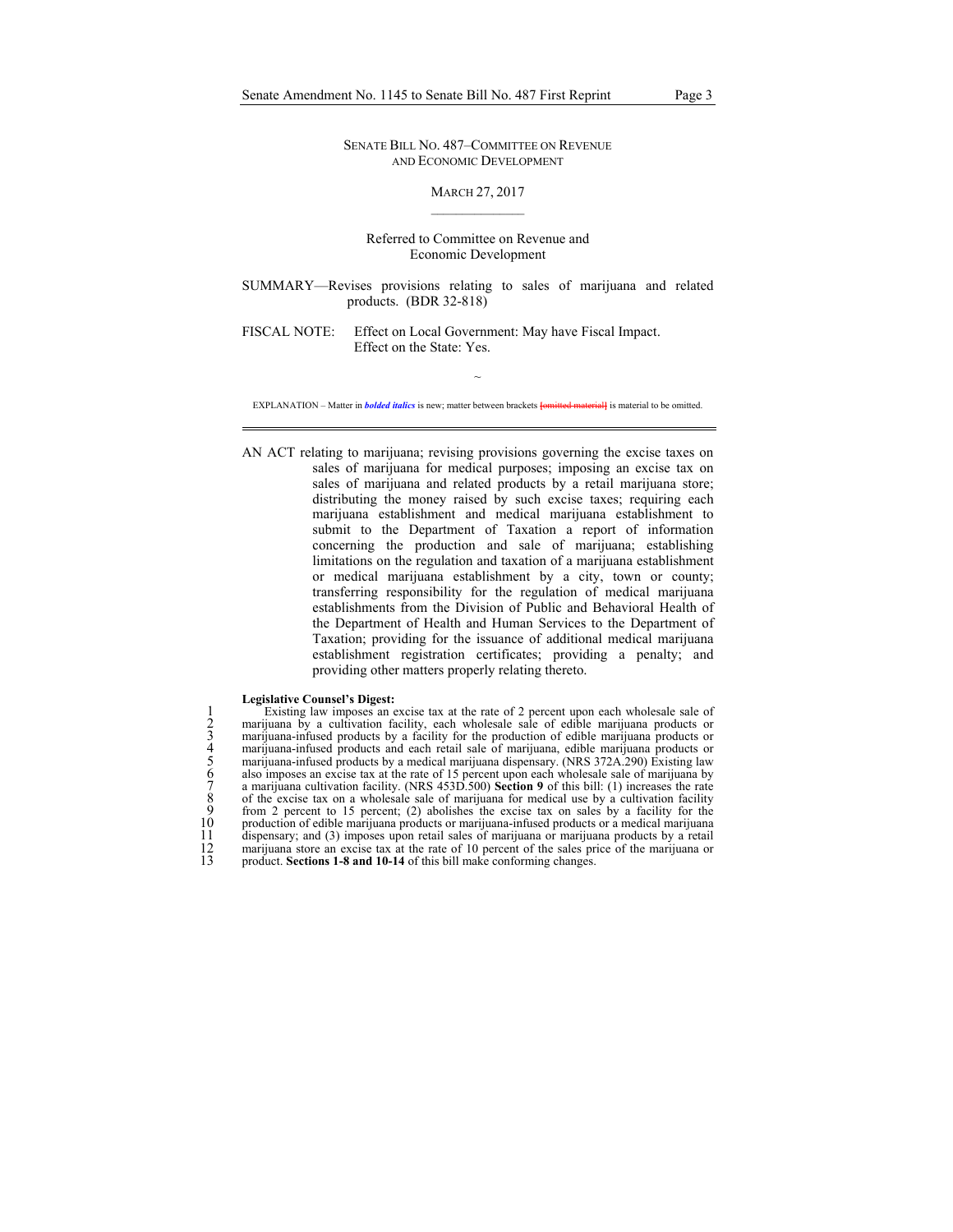SENATE BILL NO. 487–COMMITTEE ON REVENUE AND ECONOMIC DEVELOPMENT

MARCH 27, 2017

————————

Referred to Committee on Revenue and Economic Development

SUMMARY—Revises provisions relating to sales of marijuana and related products. (BDR 32-818)

FISCAL NOTE: Effect on Local Government: May have Fiscal Impact.
Effect on the State: Yes.

~

EXPLANATION – Matter in ***bolded italics*** is new; matter between brackets [~~omitted material~~] is material to be omitted.

---

AN ACT relating to marijuana; revising provisions governing the excise taxes on sales of marijuana for medical purposes; imposing an excise tax on sales of marijuana and related products by a retail marijuana store; distributing the money raised by such excise taxes; requiring each marijuana establishment and medical marijuana establishment to submit to the Department of Taxation a report of information concerning the production and sale of marijuana; establishing limitations on the regulation and taxation of a marijuana establishment or medical marijuana establishment by a city, town or county; transferring responsibility for the regulation of medical marijuana establishments from the Division of Public and Behavioral Health of the Department of Health and Human Services to the Department of Taxation; providing for the issuance of additional medical marijuana establishment registration certificates; providing a penalty; and providing other matters properly relating thereto.

**Legislative Counsel's Digest:**

1 Existing law imposes an excise tax at the rate of 2 percent upon each wholesale sale of
2 marijuana by a cultivation facility, each wholesale sale of edible marijuana products or
3 marijuana-infused products by a facility for the production of edible marijuana products or
4 marijuana-infused products and each retail sale of marijuana, edible marijuana products or
5 marijuana-infused products by a medical marijuana dispensary. (NRS 372A.290) Existing law
6 also imposes an excise tax at the rate of 15 percent upon each wholesale sale of marijuana by
7 a marijuana cultivation facility. (NRS 453D.500) **Section 9** of this bill: (1) increases the rate
8 of the excise tax on a wholesale sale of marijuana for medical use by a cultivation facility
9 from 2 percent to 15 percent; (2) abolishes the excise tax on sales by a facility for the
10 production of edible marijuana products or marijuana-infused products or a medical marijuana
11 dispensary; and (3) imposes upon retail sales of marijuana or marijuana products by a retail
12 marijuana store an excise tax at the rate of 10 percent of the sales price of the marijuana or
13 product. **Sections 1-8 and 10-14** of this bill make conforming changes.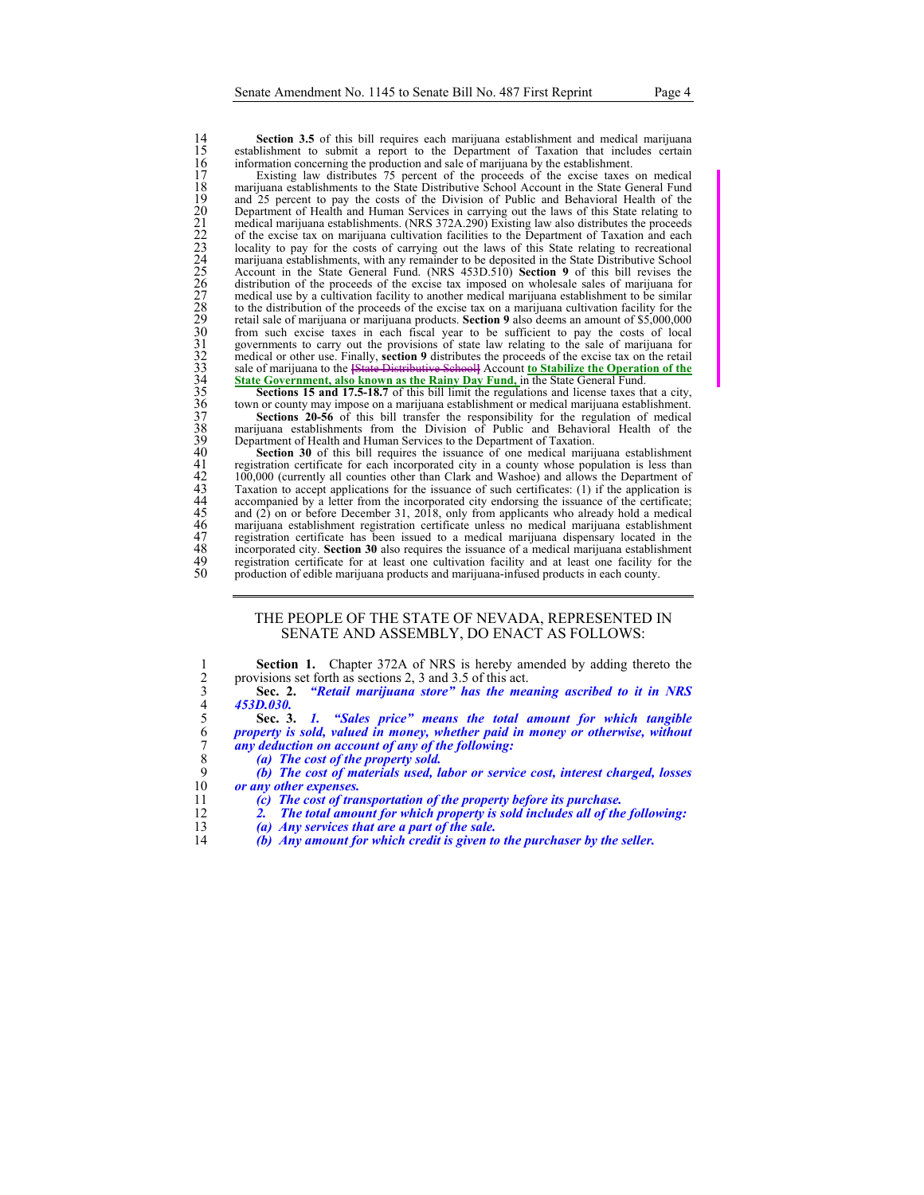**Section 3.5** of this bill requires each marijuana establishment and medical marijuana establishment to submit a report to the Department of Taxation that includes certain information concerning the production and sale of marijuana by the establishment.

Existing law distributes 75 percent of the proceeds of the excise taxes on medical marijuana establishments to the State Distributive School Account in the State General Fund and 25 percent to pay the costs of the Division of Public and Behavioral Health of the Department of Health and Human Services in carrying out the laws of this State relating to medical marijuana establishments. (NRS 372A.290) Existing law also distributes the proceeds of the excise tax on marijuana cultivation facilities to the Department of Taxation and each locality to pay for the costs of carrying out the laws of this State relating to recreational marijuana establishments, with any remainder to be deposited in the State Distributive School Account in the State General Fund. (NRS 453D.510) **Section 9** of this bill revises the distribution of the proceeds of the excise tax imposed on wholesale sales of marijuana for medical use by a cultivation facility to another medical marijuana establishment to be similar to the distribution of the proceeds of the excise tax on a marijuana cultivation facility for the retail sale of marijuana or marijuana products. **Section 9** also deems an amount of $5,000,000 from such excise taxes in each fiscal year to be sufficient to pay the costs of local governments to carry out the provisions of state law relating to the sale of marijuana for medical or other use. Finally, **section 9** distributes the proceeds of the excise tax on the retail sale of marijuana to the ~~[State Distributive School]~~ Account **to Stabilize the Operation of the State Government, also known as the Rainy Day Fund,** in the State General Fund.

**Sections 15 and 17.5-18.7** of this bill limit the regulations and license taxes that a city, town or county may impose on a marijuana establishment or medical marijuana establishment.

**Sections 20-56** of this bill transfer the responsibility for the regulation of medical marijuana establishments from the Division of Public and Behavioral Health of the Department of Health and Human Services to the Department of Taxation.

**Section 30** of this bill requires the issuance of one medical marijuana establishment registration certificate for each incorporated city in a county whose population is less than 100,000 (currently all counties other than Clark and Washoe) and allows the Department of Taxation to accept applications for the issuance of such certificates: (1) if the application is accompanied by a letter from the incorporated city endorsing the issuance of the certificate; and (2) on or before December 31, 2018, only from applicants who already hold a medical marijuana establishment registration certificate unless no medical marijuana establishment registration certificate has been issued to a medical marijuana dispensary located in the incorporated city. **Section 30** also requires the issuance of a medical marijuana establishment registration certificate for at least one cultivation facility and at least one facility for the production of edible marijuana products and marijuana-infused products in each county.

---

THE PEOPLE OF THE STATE OF NEVADA, REPRESENTED IN SENATE AND ASSEMBLY, DO ENACT AS FOLLOWS:

**Section 1.** Chapter 372A of NRS is hereby amended by adding thereto the provisions set forth as sections 2, 3 and 3.5 of this act.

**Sec. 2.** ***"Retail marijuana store" has the meaning ascribed to it in NRS 453D.030.***

**Sec. 3.** ***1. "Sales price" means the total amount for which tangible property is sold, valued in money, whether paid in money or otherwise, without any deduction on account of any of the following:***

***(a) The cost of the property sold.***

***(b) The cost of materials used, labor or service cost, interest charged, losses or any other expenses.***

***(c) The cost of transportation of the property before its purchase.***

***2. The total amount for which property is sold includes all of the following:***

***(a) Any services that are a part of the sale.***

***(b) Any amount for which credit is given to the purchaser by the seller.***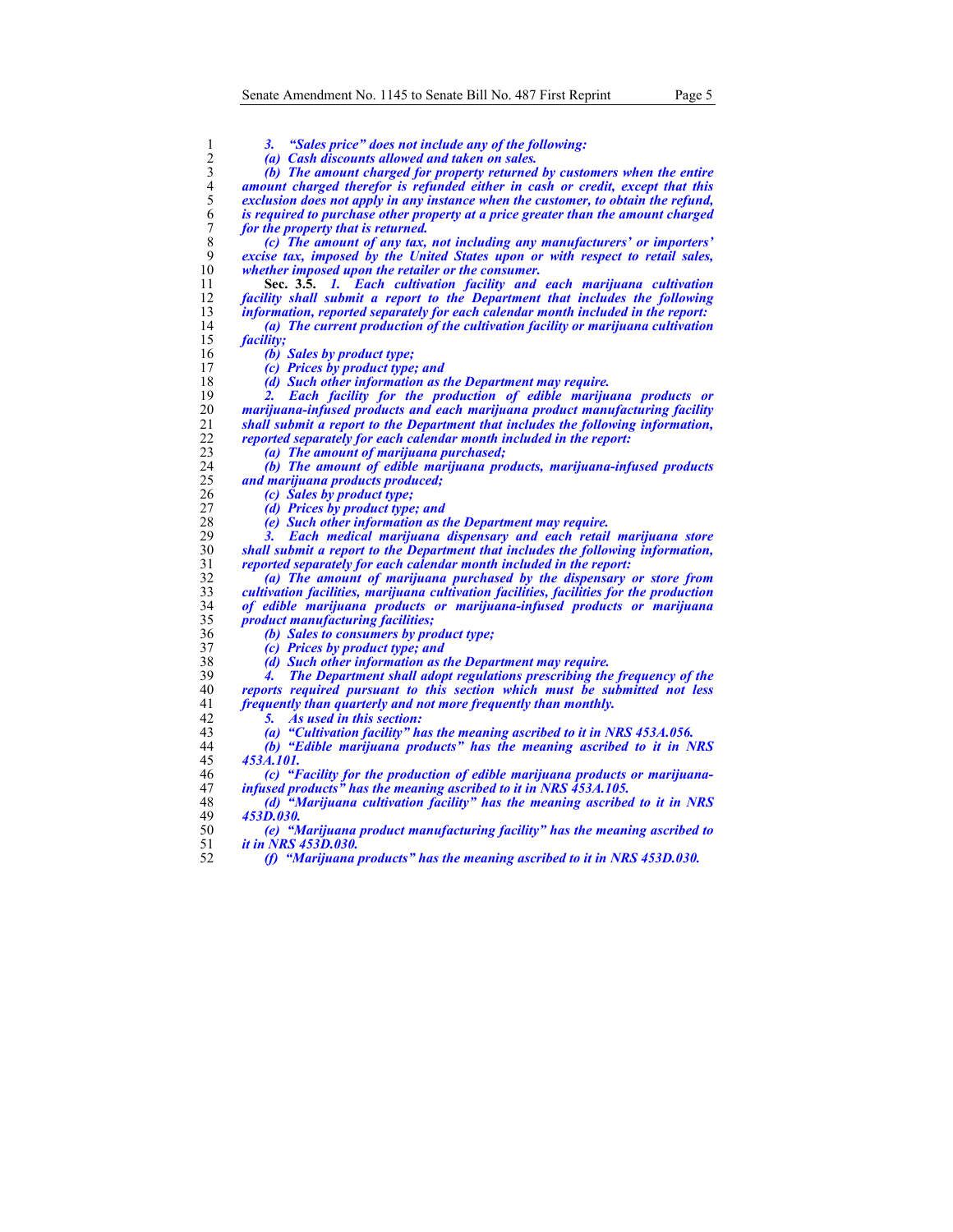***3. "Sales price" does not include any of the following:***

***(a) Cash discounts allowed and taken on sales.***

***(b) The amount charged for property returned by customers when the entire amount charged therefor is refunded either in cash or credit, except that this exclusion does not apply in any instance when the customer, to obtain the refund, is required to purchase other property at a price greater than the amount charged for the property that is returned.***

***(c) The amount of any tax, not including any manufacturers' or importers' excise tax, imposed by the United States upon or with respect to retail sales, whether imposed upon the retailer or the consumer.***

**Sec. 3.5.** ***1. Each cultivation facility and each marijuana cultivation facility shall submit a report to the Department that includes the following information, reported separately for each calendar month included in the report:***

***(a) The current production of the cultivation facility or marijuana cultivation facility;***

***(b) Sales by product type;***

***(c) Prices by product type; and***

***(d) Such other information as the Department may require.***

***2. Each facility for the production of edible marijuana products or marijuana-infused products and each marijuana product manufacturing facility shall submit a report to the Department that includes the following information, reported separately for each calendar month included in the report:***

***(a) The amount of marijuana purchased;***

***(b) The amount of edible marijuana products, marijuana-infused products and marijuana products produced;***

***(c) Sales by product type;***

***(d) Prices by product type; and***

***(e) Such other information as the Department may require.***

***3. Each medical marijuana dispensary and each retail marijuana store shall submit a report to the Department that includes the following information, reported separately for each calendar month included in the report:***

***(a) The amount of marijuana purchased by the dispensary or store from cultivation facilities, marijuana cultivation facilities, facilities for the production of edible marijuana products or marijuana-infused products or marijuana product manufacturing facilities;***

***(b) Sales to consumers by product type;***

***(c) Prices by product type; and***

***(d) Such other information as the Department may require.***

***4. The Department shall adopt regulations prescribing the frequency of the reports required pursuant to this section which must be submitted not less frequently than quarterly and not more frequently than monthly.***

***5. As used in this section:***

***(a) "Cultivation facility" has the meaning ascribed to it in NRS 453A.056.***

***(b) "Edible marijuana products" has the meaning ascribed to it in NRS 453A.101.***

***(c) "Facility for the production of edible marijuana products or marijuana-infused products" has the meaning ascribed to it in NRS 453A.105.***

***(d) "Marijuana cultivation facility" has the meaning ascribed to it in NRS 453D.030.***

***(e) "Marijuana product manufacturing facility" has the meaning ascribed to it in NRS 453D.030.***

***(f) "Marijuana products" has the meaning ascribed to it in NRS 453D.030.***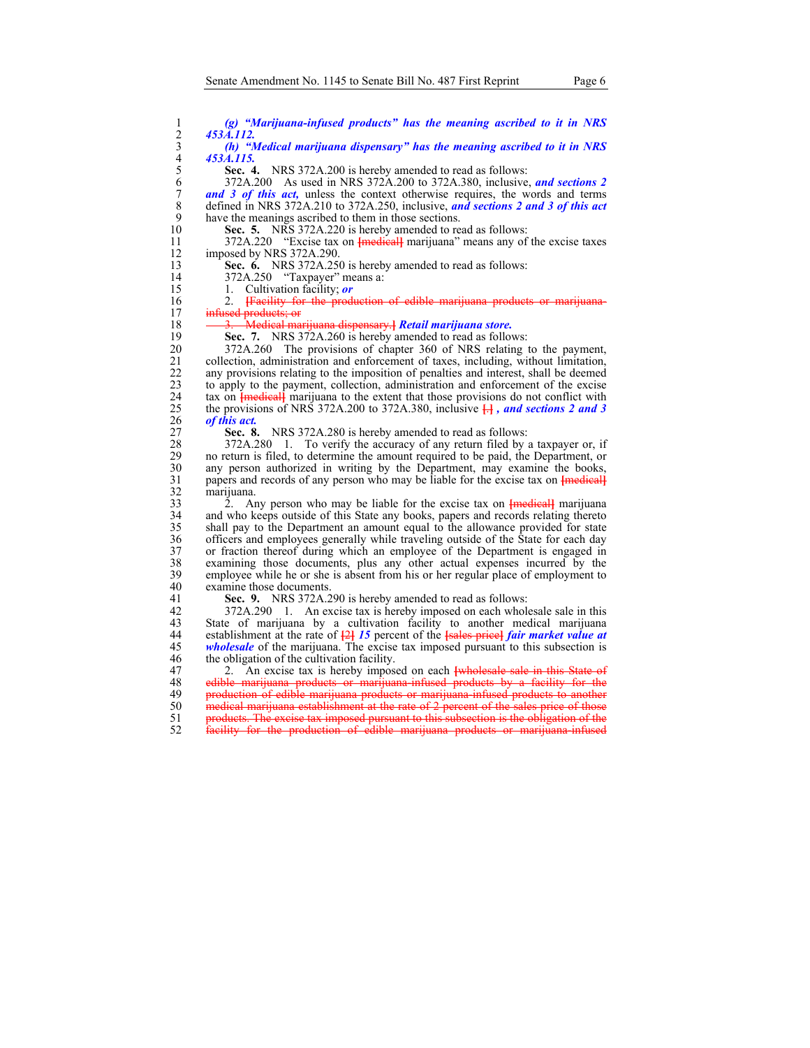*(g) "Marijuana-infused products" has the meaning ascribed to it in NRS 453A.112.*

*(h) "Medical marijuana dispensary" has the meaning ascribed to it in NRS 453A.115.*

**Sec. 4.** NRS 372A.200 is hereby amended to read as follows:

372A.200 As used in NRS 372A.200 to 372A.380, inclusive, ***and sections 2 and 3 of this act,*** unless the context otherwise requires, the words and terms defined in NRS 372A.210 to 372A.250, inclusive, ***and sections 2 and 3 of this act*** have the meanings ascribed to them in those sections.

**Sec. 5.** NRS 372A.220 is hereby amended to read as follows:

372A.220 "Excise tax on [medical] marijuana" means any of the excise taxes imposed by NRS 372A.290.

**Sec. 6.** NRS 372A.250 is hereby amended to read as follows:

372A.250 "Taxpayer" means a:

1. Cultivation facility; ***or***

2. [Facility for the production of edible marijuana products or marijuana-infused products; or

3. Medical marijuana dispensary.] ***Retail marijuana store.***

**Sec. 7.** NRS 372A.260 is hereby amended to read as follows:

372A.260 The provisions of chapter 360 of NRS relating to the payment, collection, administration and enforcement of taxes, including, without limitation, any provisions relating to the imposition of penalties and interest, shall be deemed to apply to the payment, collection, administration and enforcement of the excise tax on [medical] marijuana to the extent that those provisions do not conflict with the provisions of NRS 372A.200 to 372A.380, inclusive [.] ***, and sections 2 and 3 of this act.***

**Sec. 8.** NRS 372A.280 is hereby amended to read as follows:

372A.280 1. To verify the accuracy of any return filed by a taxpayer or, if no return is filed, to determine the amount required to be paid, the Department, or any person authorized in writing by the Department, may examine the books, papers and records of any person who may be liable for the excise tax on [medical] marijuana.

2. Any person who may be liable for the excise tax on [medical] marijuana and who keeps outside of this State any books, papers and records relating thereto shall pay to the Department an amount equal to the allowance provided for state officers and employees generally while traveling outside of the State for each day or fraction thereof during which an employee of the Department is engaged in examining those documents, plus any other actual expenses incurred by the employee while he or she is absent from his or her regular place of employment to examine those documents.

**Sec. 9.** NRS 372A.290 is hereby amended to read as follows:

372A.290 1. An excise tax is hereby imposed on each wholesale sale in this State of marijuana by a cultivation facility to another medical marijuana establishment at the rate of [2] ***15*** percent of the [sales price] ***fair market value at wholesale*** of the marijuana. The excise tax imposed pursuant to this subsection is the obligation of the cultivation facility.

2. An excise tax is hereby imposed on each [wholesale sale in this State of edible marijuana products or marijuana-infused products by a facility for the production of edible marijuana products or marijuana-infused products to another medical marijuana establishment at the rate of 2 percent of the sales price of those products. The excise tax imposed pursuant to this subsection is the obligation of the facility for the production of edible marijuana products or marijuana-infused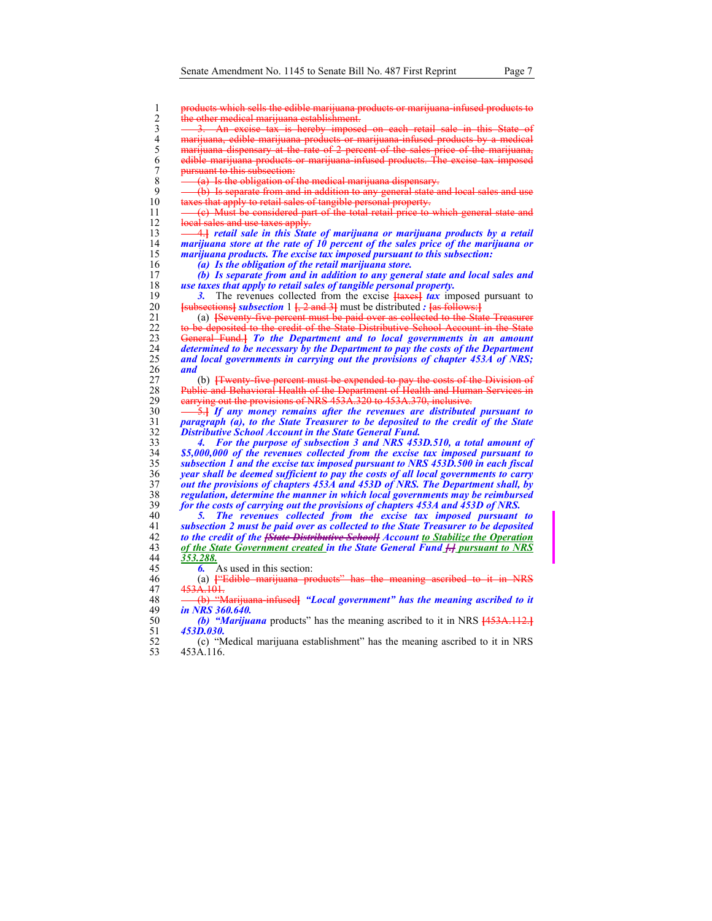~~products which sells the edible marijuana products or marijuana-infused products to the other medical marijuana establishment.~~

~~3. An excise tax is hereby imposed on each retail sale in this State of marijuana, edible marijuana products or marijuana-infused products by a medical marijuana dispensary at the rate of 2 percent of the sales price of the marijuana, edible marijuana products or marijuana-infused products. The excise tax imposed pursuant to this subsection:~~

~~(a) Is the obligation of the medical marijuana dispensary.~~

~~(b) Is separate from and in addition to any general state and local sales and use taxes that apply to retail sales of tangible personal property.~~

~~(c) Must be considered part of the total retail price to which general state and local sales and use taxes apply.~~

~~4.]~~ ***retail sale in this State of marijuana or marijuana products by a retail marijuana store at the rate of 10 percent of the sales price of the marijuana or marijuana products. The excise tax imposed pursuant to this subsection:***

***(a) Is the obligation of the retail marijuana store.***

***(b) Is separate from and in addition to any general state and local sales and use taxes that apply to retail sales of tangible personal property.***

***3.*** The revenues collected from the excise ~~[taxes]~~ ***tax*** imposed pursuant to ~~[subsections]~~ ***subsection*** 1 ~~[, 2 and 3]~~ must be distributed ***:*** ~~[as follows:]~~

(a) ~~[Seventy-five percent must be paid over as collected to the State Treasurer to be deposited to the credit of the State Distributive School Account in the State General Fund.]~~ ***To the Department and to local governments in an amount determined to be necessary by the Department to pay the costs of the Department and local governments in carrying out the provisions of chapter 453A of NRS; and***

(b) ~~[Twenty-five percent must be expended to pay the costs of the Division of Public and Behavioral Health of the Department of Health and Human Services in carrying out the provisions of NRS 453A.320 to 453A.370, inclusive.~~

~~5.]~~ ***If any money remains after the revenues are distributed pursuant to paragraph (a), to the State Treasurer to be deposited to the credit of the State Distributive School Account in the State General Fund.***

***4. For the purpose of subsection 3 and NRS 453D.510, a total amount of $5,000,000 of the revenues collected from the excise tax imposed pursuant to subsection 1 and the excise tax imposed pursuant to NRS 453D.500 in each fiscal year shall be deemed sufficient to pay the costs of all local governments to carry out the provisions of chapters 453A and 453D of NRS. The Department shall, by regulation, determine the manner in which local governments may be reimbursed for the costs of carrying out the provisions of chapters 453A and 453D of NRS.***

***5. The revenues collected from the excise tax imposed pursuant to subsection 2 must be paid over as collected to the State Treasurer to be deposited to the credit of the*** ~~***[State Distributive School]***~~ ***Account*** <u>to Stabilize the Operation of the State Government created</u> ***in the State General Fund*** ~~***[.]***~~ <u>pursuant to NRS 353.288.</u>

***6.*** As used in this section:

(a) ~~["Edible marijuana products" has the meaning ascribed to it in NRS 453A.101.~~

~~(b) "Marijuana-infused]~~ ***"Local government" has the meaning ascribed to it in NRS 360.640.***

***(b) "Marijuana*** products" has the meaning ascribed to it in NRS ~~[453A.112.]~~ ***453D.030.***

(c) "Medical marijuana establishment" has the meaning ascribed to it in NRS 453A.116.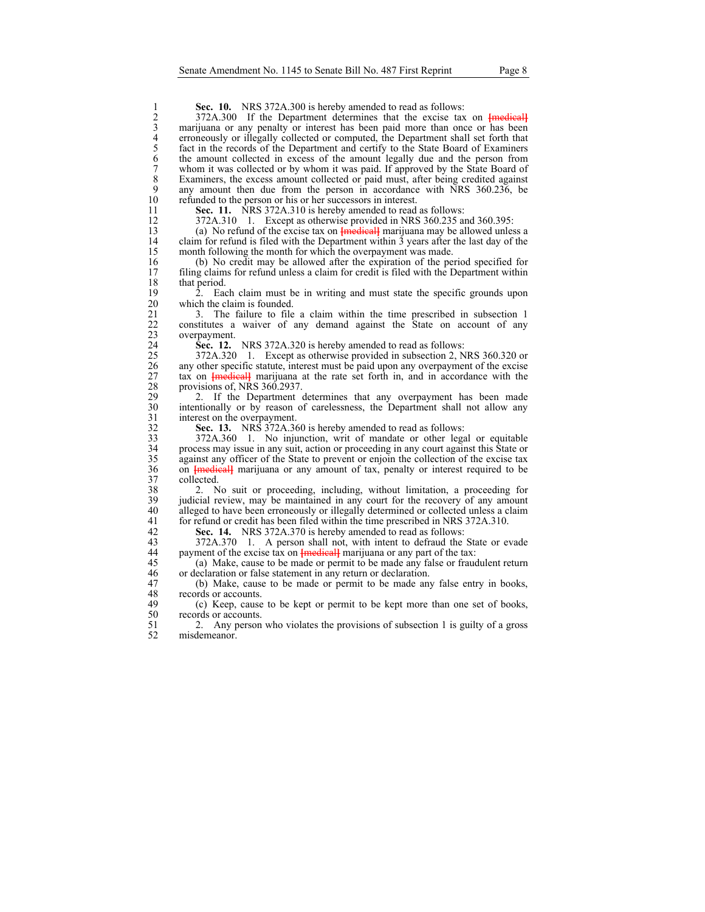**Sec. 10.** NRS 372A.300 is hereby amended to read as follows:

372A.300 If the Department determines that the excise tax on ~~[medical]~~ marijuana or any penalty or interest has been paid more than once or has been erroneously or illegally collected or computed, the Department shall set forth that fact in the records of the Department and certify to the State Board of Examiners the amount collected in excess of the amount legally due and the person from whom it was collected or by whom it was paid. If approved by the State Board of Examiners, the excess amount collected or paid must, after being credited against any amount then due from the person in accordance with NRS 360.236, be refunded to the person or his or her successors in interest.

**Sec. 11.** NRS 372A.310 is hereby amended to read as follows:

372A.310 1. Except as otherwise provided in NRS 360.235 and 360.395:

(a) No refund of the excise tax on ~~[medical]~~ marijuana may be allowed unless a claim for refund is filed with the Department within 3 years after the last day of the month following the month for which the overpayment was made.

(b) No credit may be allowed after the expiration of the period specified for filing claims for refund unless a claim for credit is filed with the Department within that period.

2. Each claim must be in writing and must state the specific grounds upon which the claim is founded.

3. The failure to file a claim within the time prescribed in subsection 1 constitutes a waiver of any demand against the State on account of any overpayment.

**Sec. 12.** NRS 372A.320 is hereby amended to read as follows:

372A.320 1. Except as otherwise provided in subsection 2, NRS 360.320 or any other specific statute, interest must be paid upon any overpayment of the excise tax on ~~[medical]~~ marijuana at the rate set forth in, and in accordance with the provisions of, NRS 360.2937.

2. If the Department determines that any overpayment has been made intentionally or by reason of carelessness, the Department shall not allow any interest on the overpayment.

**Sec. 13.** NRS 372A.360 is hereby amended to read as follows:

372A.360 1. No injunction, writ of mandate or other legal or equitable process may issue in any suit, action or proceeding in any court against this State or against any officer of the State to prevent or enjoin the collection of the excise tax on ~~[medical]~~ marijuana or any amount of tax, penalty or interest required to be collected.

2. No suit or proceeding, including, without limitation, a proceeding for judicial review, may be maintained in any court for the recovery of any amount alleged to have been erroneously or illegally determined or collected unless a claim for refund or credit has been filed within the time prescribed in NRS 372A.310.

**Sec. 14.** NRS 372A.370 is hereby amended to read as follows:

372A.370 1. A person shall not, with intent to defraud the State or evade payment of the excise tax on ~~[medical]~~ marijuana or any part of the tax:

(a) Make, cause to be made or permit to be made any false or fraudulent return or declaration or false statement in any return or declaration.

(b) Make, cause to be made or permit to be made any false entry in books, records or accounts.

(c) Keep, cause to be kept or permit to be kept more than one set of books, records or accounts.

2. Any person who violates the provisions of subsection 1 is guilty of a gross misdemeanor.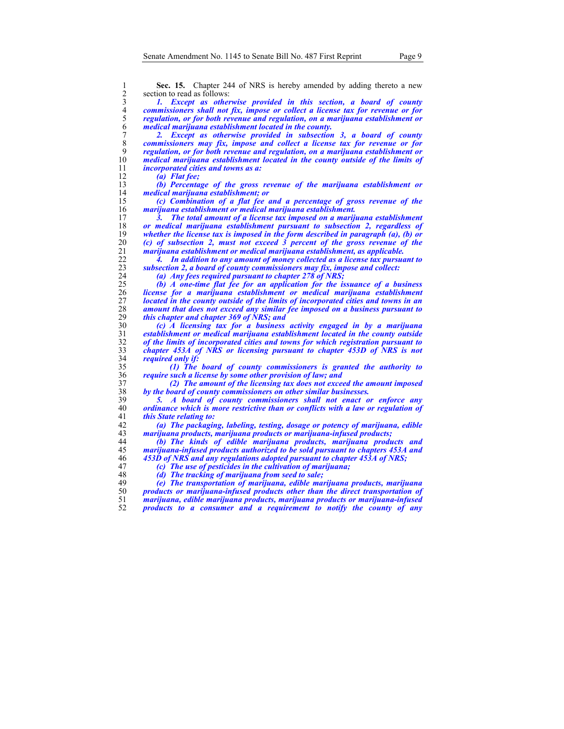**Sec. 15.** Chapter 244 of NRS is hereby amended by adding thereto a new section to read as follows:

***1. Except as otherwise provided in this section, a board of county commissioners shall not fix, impose or collect a license tax for revenue or for regulation, or for both revenue and regulation, on a marijuana establishment or medical marijuana establishment located in the county.***

***2. Except as otherwise provided in subsection 3, a board of county commissioners may fix, impose and collect a license tax for revenue or for regulation, or for both revenue and regulation, on a marijuana establishment or medical marijuana establishment located in the county outside of the limits of incorporated cities and towns as a:***

***(a) Flat fee;***

***(b) Percentage of the gross revenue of the marijuana establishment or medical marijuana establishment; or***

***(c) Combination of a flat fee and a percentage of gross revenue of the marijuana establishment or medical marijuana establishment.***

***3. The total amount of a license tax imposed on a marijuana establishment or medical marijuana establishment pursuant to subsection 2, regardless of whether the license tax is imposed in the form described in paragraph (a), (b) or (c) of subsection 2, must not exceed 3 percent of the gross revenue of the marijuana establishment or medical marijuana establishment, as applicable.***

***4. In addition to any amount of money collected as a license tax pursuant to subsection 2, a board of county commissioners may fix, impose and collect:***

***(a) Any fees required pursuant to chapter 278 of NRS;***

***(b) A one-time flat fee for an application for the issuance of a business license for a marijuana establishment or medical marijuana establishment located in the county outside of the limits of incorporated cities and towns in an amount that does not exceed any similar fee imposed on a business pursuant to this chapter and chapter 369 of NRS; and***

***(c) A licensing tax for a business activity engaged in by a marijuana establishment or medical marijuana establishment located in the county outside of the limits of incorporated cities and towns for which registration pursuant to chapter 453A of NRS or licensing pursuant to chapter 453D of NRS is not required only if:***

***(1) The board of county commissioners is granted the authority to require such a license by some other provision of law; and***

***(2) The amount of the licensing tax does not exceed the amount imposed by the board of county commissioners on other similar businesses.***

***5. A board of county commissioners shall not enact or enforce any ordinance which is more restrictive than or conflicts with a law or regulation of this State relating to:***

***(a) The packaging, labeling, testing, dosage or potency of marijuana, edible marijuana products, marijuana products or marijuana-infused products;***

***(b) The kinds of edible marijuana products, marijuana products and marijuana-infused products authorized to be sold pursuant to chapters 453A and 453D of NRS and any regulations adopted pursuant to chapter 453A of NRS;***

***(c) The use of pesticides in the cultivation of marijuana;***

***(d) The tracking of marijuana from seed to sale;***

***(e) The transportation of marijuana, edible marijuana products, marijuana products or marijuana-infused products other than the direct transportation of marijuana, edible marijuana products, marijuana products or marijuana-infused products to a consumer and a requirement to notify the county of any***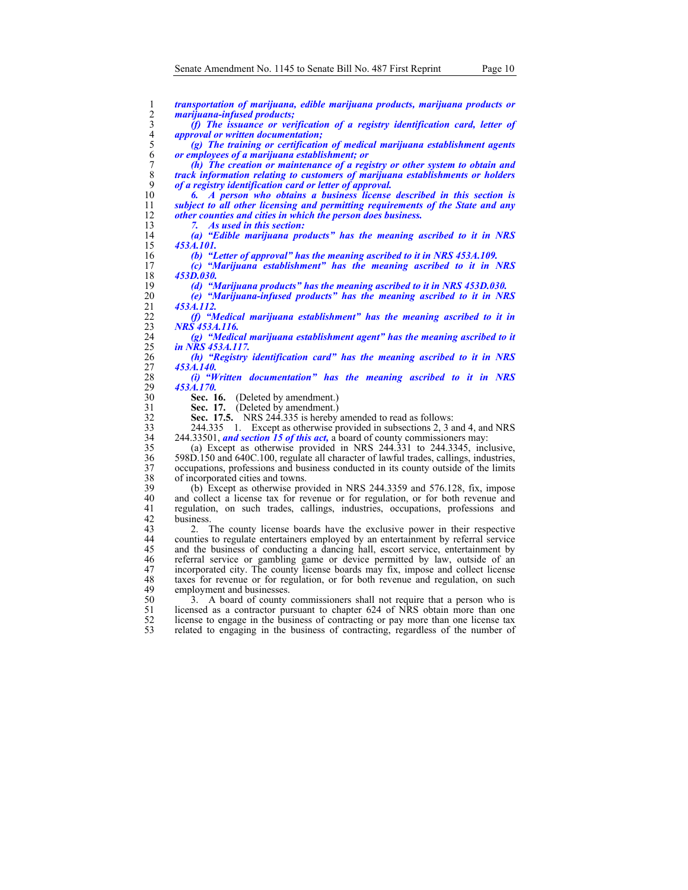***transportation of marijuana, edible marijuana products, marijuana products or marijuana-infused products;***

***(f) The issuance or verification of a registry identification card, letter of approval or written documentation;***

***(g) The training or certification of medical marijuana establishment agents or employees of a marijuana establishment; or***

***(h) The creation or maintenance of a registry or other system to obtain and track information relating to customers of marijuana establishments or holders of a registry identification card or letter of approval.***

***6. A person who obtains a business license described in this section is subject to all other licensing and permitting requirements of the State and any other counties and cities in which the person does business.***

***7. As used in this section:***

***(a) "Edible marijuana products" has the meaning ascribed to it in NRS 453A.101.***

***(b) "Letter of approval" has the meaning ascribed to it in NRS 453A.109.***

***(c) "Marijuana establishment" has the meaning ascribed to it in NRS 453D.030.***

***(d) "Marijuana products" has the meaning ascribed to it in NRS 453D.030.***

***(e) "Marijuana-infused products" has the meaning ascribed to it in NRS 453A.112.***

***(f) "Medical marijuana establishment" has the meaning ascribed to it in NRS 453A.116.***

***(g) "Medical marijuana establishment agent" has the meaning ascribed to it in NRS 453A.117.***

***(h) "Registry identification card" has the meaning ascribed to it in NRS 453A.140.***

***(i) "Written documentation" has the meaning ascribed to it in NRS 453A.170.***

**Sec. 16.** (Deleted by amendment.)

**Sec. 17.** (Deleted by amendment.)

**Sec. 17.5.** NRS 244.335 is hereby amended to read as follows:

244.335 1. Except as otherwise provided in subsections 2, 3 and 4, and NRS 244.33501, ***and section 15 of this act,*** a board of county commissioners may:

(a) Except as otherwise provided in NRS 244.331 to 244.3345, inclusive, 598D.150 and 640C.100, regulate all character of lawful trades, callings, industries, occupations, professions and business conducted in its county outside of the limits of incorporated cities and towns.

(b) Except as otherwise provided in NRS 244.3359 and 576.128, fix, impose and collect a license tax for revenue or for regulation, or for both revenue and regulation, on such trades, callings, industries, occupations, professions and business.

2. The county license boards have the exclusive power in their respective counties to regulate entertainers employed by an entertainment by referral service and the business of conducting a dancing hall, escort service, entertainment by referral service or gambling game or device permitted by law, outside of an incorporated city. The county license boards may fix, impose and collect license taxes for revenue or for regulation, or for both revenue and regulation, on such employment and businesses.

3. A board of county commissioners shall not require that a person who is licensed as a contractor pursuant to chapter 624 of NRS obtain more than one license to engage in the business of contracting or pay more than one license tax related to engaging in the business of contracting, regardless of the number of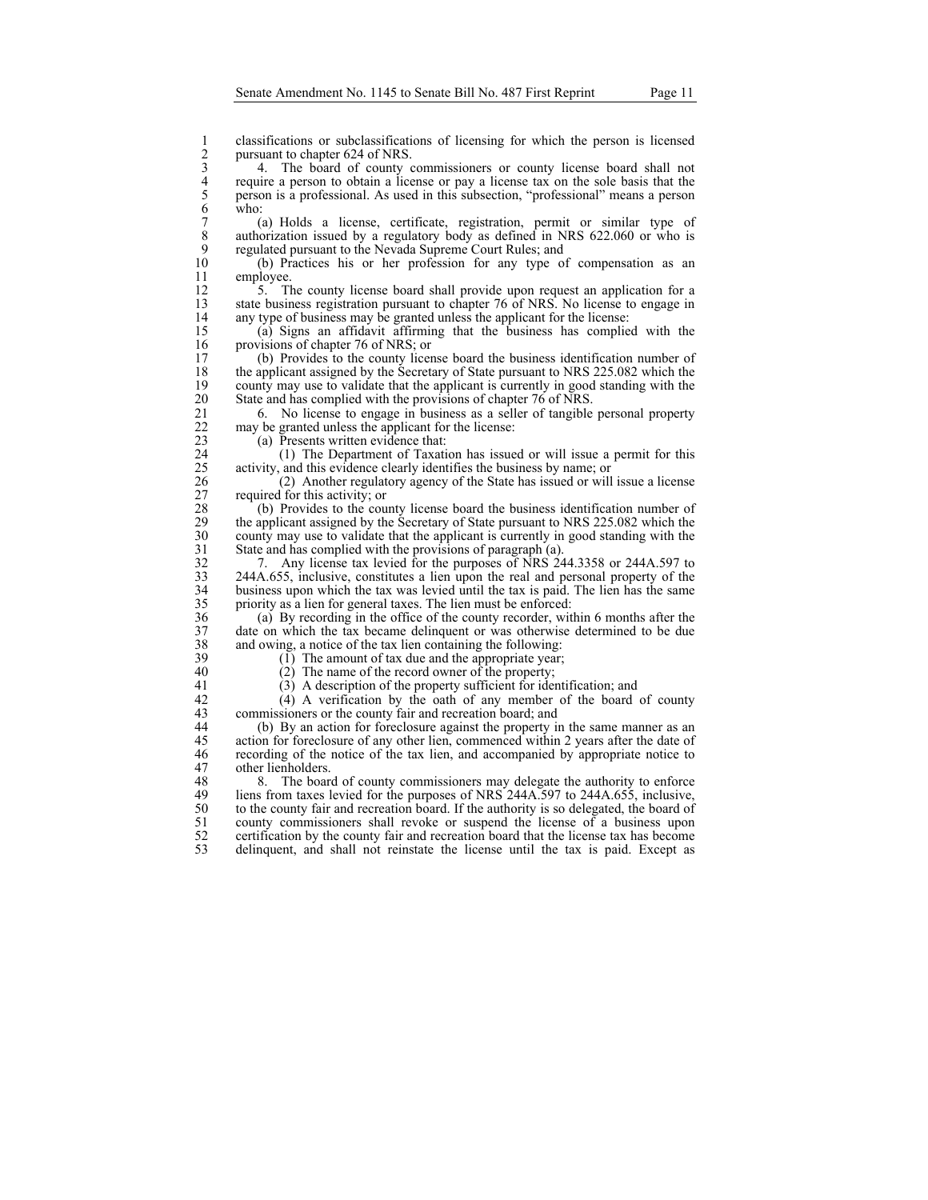classifications or subclassifications of licensing for which the person is licensed pursuant to chapter 624 of NRS.

4. The board of county commissioners or county license board shall not require a person to obtain a license or pay a license tax on the sole basis that the person is a professional. As used in this subsection, "professional" means a person who:

(a) Holds a license, certificate, registration, permit or similar type of authorization issued by a regulatory body as defined in NRS 622.060 or who is regulated pursuant to the Nevada Supreme Court Rules; and

(b) Practices his or her profession for any type of compensation as an employee.

5. The county license board shall provide upon request an application for a state business registration pursuant to chapter 76 of NRS. No license to engage in any type of business may be granted unless the applicant for the license:

(a) Signs an affidavit affirming that the business has complied with the provisions of chapter 76 of NRS; or

(b) Provides to the county license board the business identification number of the applicant assigned by the Secretary of State pursuant to NRS 225.082 which the county may use to validate that the applicant is currently in good standing with the State and has complied with the provisions of chapter 76 of NRS.

6. No license to engage in business as a seller of tangible personal property may be granted unless the applicant for the license:

(a) Presents written evidence that:

(1) The Department of Taxation has issued or will issue a permit for this activity, and this evidence clearly identifies the business by name; or

(2) Another regulatory agency of the State has issued or will issue a license required for this activity; or

(b) Provides to the county license board the business identification number of the applicant assigned by the Secretary of State pursuant to NRS 225.082 which the county may use to validate that the applicant is currently in good standing with the State and has complied with the provisions of paragraph (a).

7. Any license tax levied for the purposes of NRS 244.3358 or 244A.597 to 244A.655, inclusive, constitutes a lien upon the real and personal property of the business upon which the tax was levied until the tax is paid. The lien has the same priority as a lien for general taxes. The lien must be enforced:

(a) By recording in the office of the county recorder, within 6 months after the date on which the tax became delinquent or was otherwise determined to be due and owing, a notice of the tax lien containing the following:

(1) The amount of tax due and the appropriate year;

(2) The name of the record owner of the property;

(3) A description of the property sufficient for identification; and

(4) A verification by the oath of any member of the board of county commissioners or the county fair and recreation board; and

(b) By an action for foreclosure against the property in the same manner as an action for foreclosure of any other lien, commenced within 2 years after the date of recording of the notice of the tax lien, and accompanied by appropriate notice to other lienholders.

8. The board of county commissioners may delegate the authority to enforce liens from taxes levied for the purposes of NRS 244A.597 to 244A.655, inclusive, to the county fair and recreation board. If the authority is so delegated, the board of county commissioners shall revoke or suspend the license of a business upon certification by the county fair and recreation board that the license tax has become delinquent, and shall not reinstate the license until the tax is paid. Except as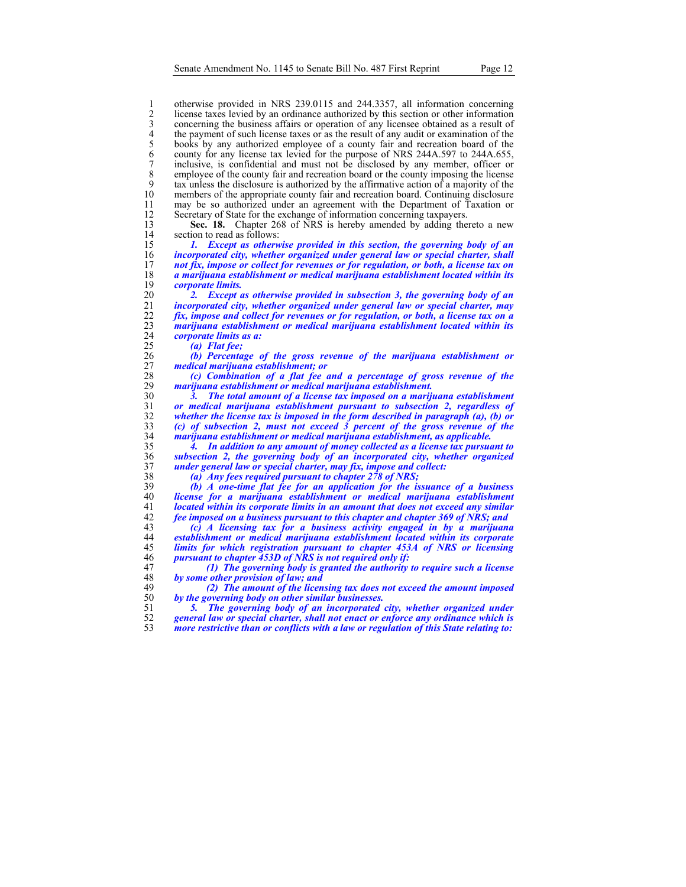otherwise provided in NRS 239.0115 and 244.3357, all information concerning license taxes levied by an ordinance authorized by this section or other information concerning the business affairs or operation of any licensee obtained as a result of the payment of such license taxes or as the result of any audit or examination of the books by any authorized employee of a county fair and recreation board of the county for any license tax levied for the purpose of NRS 244A.597 to 244A.655, inclusive, is confidential and must not be disclosed by any member, officer or employee of the county fair and recreation board or the county imposing the license tax unless the disclosure is authorized by the affirmative action of a majority of the members of the appropriate county fair and recreation board. Continuing disclosure may be so authorized under an agreement with the Department of Taxation or Secretary of State for the exchange of information concerning taxpayers.

**Sec. 18.** Chapter 268 of NRS is hereby amended by adding thereto a new section to read as follows:

***1. Except as otherwise provided in this section, the governing body of an incorporated city, whether organized under general law or special charter, shall not fix, impose or collect for revenues or for regulation, or both, a license tax on a marijuana establishment or medical marijuana establishment located within its corporate limits.***

***2. Except as otherwise provided in subsection 3, the governing body of an incorporated city, whether organized under general law or special charter, may fix, impose and collect for revenues or for regulation, or both, a license tax on a marijuana establishment or medical marijuana establishment located within its corporate limits as a:***

***(a) Flat fee;***

***(b) Percentage of the gross revenue of the marijuana establishment or medical marijuana establishment; or***

***(c) Combination of a flat fee and a percentage of gross revenue of the marijuana establishment or medical marijuana establishment.***

***3. The total amount of a license tax imposed on a marijuana establishment or medical marijuana establishment pursuant to subsection 2, regardless of whether the license tax is imposed in the form described in paragraph (a), (b) or (c) of subsection 2, must not exceed 3 percent of the gross revenue of the marijuana establishment or medical marijuana establishment, as applicable.***

***4. In addition to any amount of money collected as a license tax pursuant to subsection 2, the governing body of an incorporated city, whether organized under general law or special charter, may fix, impose and collect:***

***(a) Any fees required pursuant to chapter 278 of NRS;***

***(b) A one-time flat fee for an application for the issuance of a business license for a marijuana establishment or medical marijuana establishment located within its corporate limits in an amount that does not exceed any similar fee imposed on a business pursuant to this chapter and chapter 369 of NRS; and***

***(c) A licensing tax for a business activity engaged in by a marijuana establishment or medical marijuana establishment located within its corporate limits for which registration pursuant to chapter 453A of NRS or licensing pursuant to chapter 453D of NRS is not required only if:***

***(1) The governing body is granted the authority to require such a license by some other provision of law; and***

***(2) The amount of the licensing tax does not exceed the amount imposed by the governing body on other similar businesses.***

***5. The governing body of an incorporated city, whether organized under general law or special charter, shall not enact or enforce any ordinance which is more restrictive than or conflicts with a law or regulation of this State relating to:***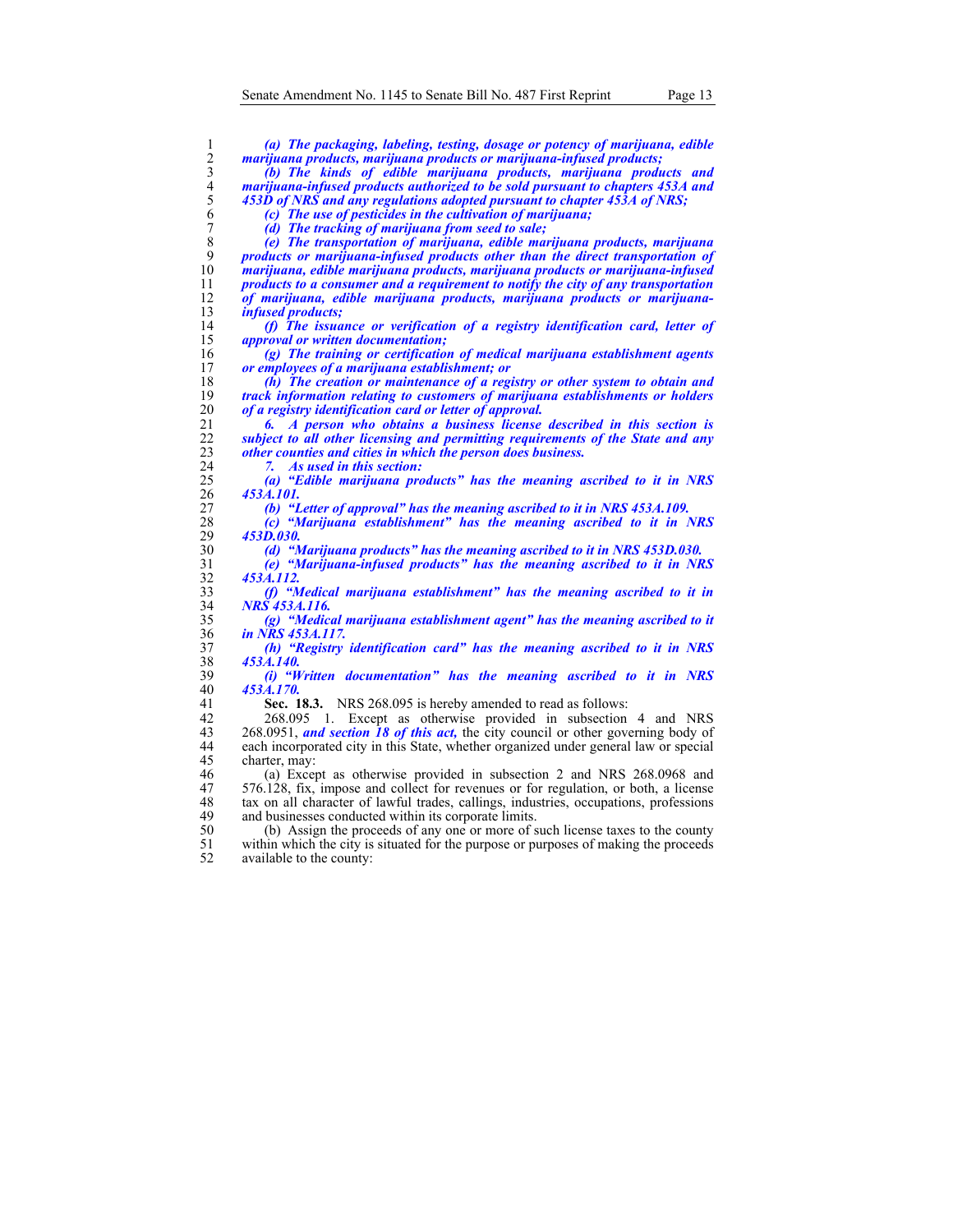*(a) The packaging, labeling, testing, dosage or potency of marijuana, edible marijuana products, marijuana products or marijuana-infused products;*

*(b) The kinds of edible marijuana products, marijuana products and marijuana-infused products authorized to be sold pursuant to chapters 453A and 453D of NRS and any regulations adopted pursuant to chapter 453A of NRS;*

*(c) The use of pesticides in the cultivation of marijuana;*

*(d) The tracking of marijuana from seed to sale;*

*(e) The transportation of marijuana, edible marijuana products, marijuana products or marijuana-infused products other than the direct transportation of marijuana, edible marijuana products, marijuana products or marijuana-infused products to a consumer and a requirement to notify the city of any transportation of marijuana, edible marijuana products, marijuana products or marijuana-infused products;*

*(f) The issuance or verification of a registry identification card, letter of approval or written documentation;*

*(g) The training or certification of medical marijuana establishment agents or employees of a marijuana establishment; or*

*(h) The creation or maintenance of a registry or other system to obtain and track information relating to customers of marijuana establishments or holders of a registry identification card or letter of approval.*

*6. A person who obtains a business license described in this section is subject to all other licensing and permitting requirements of the State and any other counties and cities in which the person does business.*

*7. As used in this section:*

*(a) "Edible marijuana products" has the meaning ascribed to it in NRS 453A.101.*

*(b) "Letter of approval" has the meaning ascribed to it in NRS 453A.109.*

*(c) "Marijuana establishment" has the meaning ascribed to it in NRS 453D.030.*

*(d) "Marijuana products" has the meaning ascribed to it in NRS 453D.030.*

*(e) "Marijuana-infused products" has the meaning ascribed to it in NRS 453A.112.*

*(f) "Medical marijuana establishment" has the meaning ascribed to it in NRS 453A.116.*

*(g) "Medical marijuana establishment agent" has the meaning ascribed to it in NRS 453A.117.*

*(h) "Registry identification card" has the meaning ascribed to it in NRS 453A.140.*

*(i) "Written documentation" has the meaning ascribed to it in NRS 453A.170.*

**Sec. 18.3.** NRS 268.095 is hereby amended to read as follows:

268.095 1. Except as otherwise provided in subsection 4 and NRS 268.0951, ***and section 18 of this act,*** the city council or other governing body of each incorporated city in this State, whether organized under general law or special charter, may:

(a) Except as otherwise provided in subsection 2 and NRS 268.0968 and 576.128, fix, impose and collect for revenues or for regulation, or both, a license tax on all character of lawful trades, callings, industries, occupations, professions and businesses conducted within its corporate limits.

(b) Assign the proceeds of any one or more of such license taxes to the county within which the city is situated for the purpose or purposes of making the proceeds available to the county: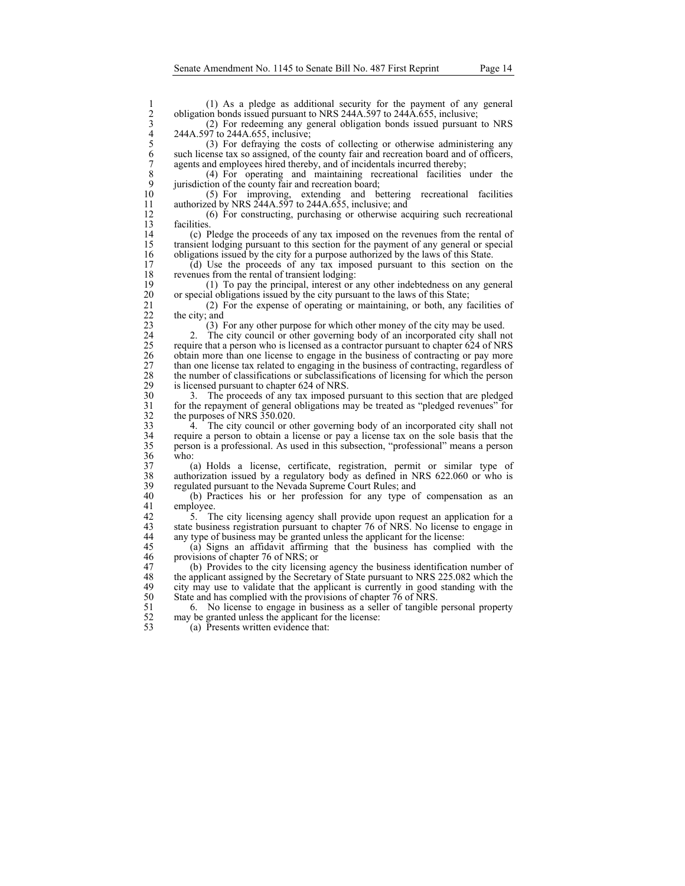(1) As a pledge as additional security for the payment of any general obligation bonds issued pursuant to NRS 244A.597 to 244A.655, inclusive;

(2) For redeeming any general obligation bonds issued pursuant to NRS 244A.597 to 244A.655, inclusive;

(3) For defraying the costs of collecting or otherwise administering any such license tax so assigned, of the county fair and recreation board and of officers, agents and employees hired thereby, and of incidentals incurred thereby;

(4) For operating and maintaining recreational facilities under the jurisdiction of the county fair and recreation board;

(5) For improving, extending and bettering recreational facilities authorized by NRS 244A.597 to 244A.655, inclusive; and

(6) For constructing, purchasing or otherwise acquiring such recreational facilities.

(c) Pledge the proceeds of any tax imposed on the revenues from the rental of transient lodging pursuant to this section for the payment of any general or special obligations issued by the city for a purpose authorized by the laws of this State.

(d) Use the proceeds of any tax imposed pursuant to this section on the revenues from the rental of transient lodging:

(1) To pay the principal, interest or any other indebtedness on any general or special obligations issued by the city pursuant to the laws of this State;

(2) For the expense of operating or maintaining, or both, any facilities of the city; and

(3) For any other purpose for which other money of the city may be used.

2. The city council or other governing body of an incorporated city shall not require that a person who is licensed as a contractor pursuant to chapter 624 of NRS obtain more than one license to engage in the business of contracting or pay more than one license tax related to engaging in the business of contracting, regardless of the number of classifications or subclassifications of licensing for which the person is licensed pursuant to chapter 624 of NRS.

3. The proceeds of any tax imposed pursuant to this section that are pledged for the repayment of general obligations may be treated as "pledged revenues" for the purposes of NRS 350.020.

4. The city council or other governing body of an incorporated city shall not require a person to obtain a license or pay a license tax on the sole basis that the person is a professional. As used in this subsection, "professional" means a person who:

(a) Holds a license, certificate, registration, permit or similar type of authorization issued by a regulatory body as defined in NRS 622.060 or who is regulated pursuant to the Nevada Supreme Court Rules; and

(b) Practices his or her profession for any type of compensation as an employee.

5. The city licensing agency shall provide upon request an application for a state business registration pursuant to chapter 76 of NRS. No license to engage in any type of business may be granted unless the applicant for the license:

(a) Signs an affidavit affirming that the business has complied with the provisions of chapter 76 of NRS; or

(b) Provides to the city licensing agency the business identification number of the applicant assigned by the Secretary of State pursuant to NRS 225.082 which the city may use to validate that the applicant is currently in good standing with the State and has complied with the provisions of chapter 76 of NRS.

6. No license to engage in business as a seller of tangible personal property may be granted unless the applicant for the license:

(a) Presents written evidence that: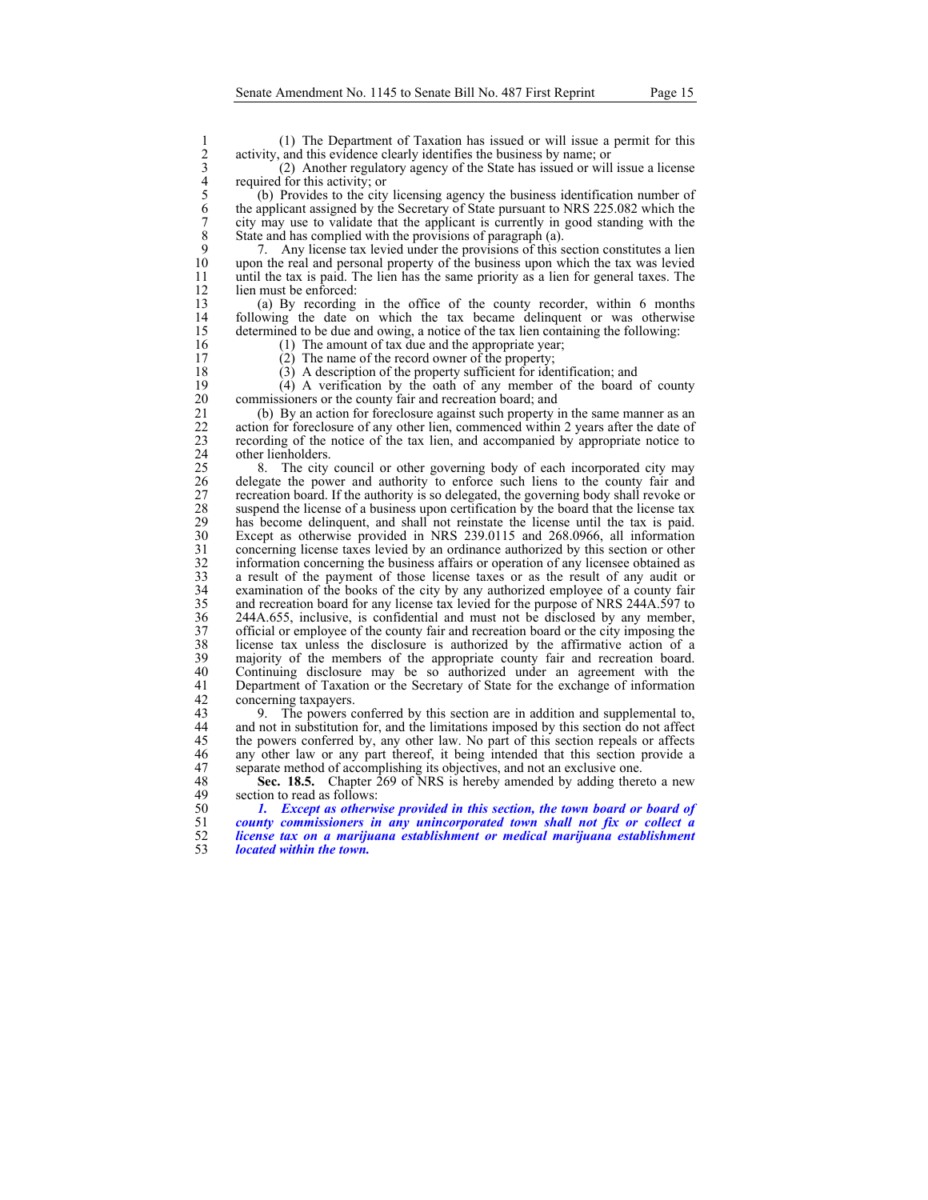(1) The Department of Taxation has issued or will issue a permit for this activity, and this evidence clearly identifies the business by name; or

(2) Another regulatory agency of the State has issued or will issue a license required for this activity; or

(b) Provides to the city licensing agency the business identification number of the applicant assigned by the Secretary of State pursuant to NRS 225.082 which the city may use to validate that the applicant is currently in good standing with the State and has complied with the provisions of paragraph (a).

7. Any license tax levied under the provisions of this section constitutes a lien upon the real and personal property of the business upon which the tax was levied until the tax is paid. The lien has the same priority as a lien for general taxes. The lien must be enforced:

(a) By recording in the office of the county recorder, within 6 months following the date on which the tax became delinquent or was otherwise determined to be due and owing, a notice of the tax lien containing the following:

(1) The amount of tax due and the appropriate year;

(2) The name of the record owner of the property;

(3) A description of the property sufficient for identification; and

(4) A verification by the oath of any member of the board of county commissioners or the county fair and recreation board; and

(b) By an action for foreclosure against such property in the same manner as an action for foreclosure of any other lien, commenced within 2 years after the date of recording of the notice of the tax lien, and accompanied by appropriate notice to other lienholders.

8. The city council or other governing body of each incorporated city may delegate the power and authority to enforce such liens to the county fair and recreation board. If the authority is so delegated, the governing body shall revoke or suspend the license of a business upon certification by the board that the license tax has become delinquent, and shall not reinstate the license until the tax is paid. Except as otherwise provided in NRS 239.0115 and 268.0966, all information concerning license taxes levied by an ordinance authorized by this section or other information concerning the business affairs or operation of any licensee obtained as a result of the payment of those license taxes or as the result of any audit or examination of the books of the city by any authorized employee of a county fair and recreation board for any license tax levied for the purpose of NRS 244A.597 to 244A.655, inclusive, is confidential and must not be disclosed by any member, official or employee of the county fair and recreation board or the city imposing the license tax unless the disclosure is authorized by the affirmative action of a majority of the members of the appropriate county fair and recreation board. Continuing disclosure may be so authorized under an agreement with the Department of Taxation or the Secretary of State for the exchange of information concerning taxpayers.

9. The powers conferred by this section are in addition and supplemental to, and not in substitution for, and the limitations imposed by this section do not affect the powers conferred by, any other law. No part of this section repeals or affects any other law or any part thereof, it being intended that this section provide a separate method of accomplishing its objectives, and not an exclusive one.

**Sec. 18.5.** Chapter 269 of NRS is hereby amended by adding thereto a new section to read as follows:

***1. Except as otherwise provided in this section, the town board or board of county commissioners in any unincorporated town shall not fix or collect a license tax on a marijuana establishment or medical marijuana establishment located within the town.***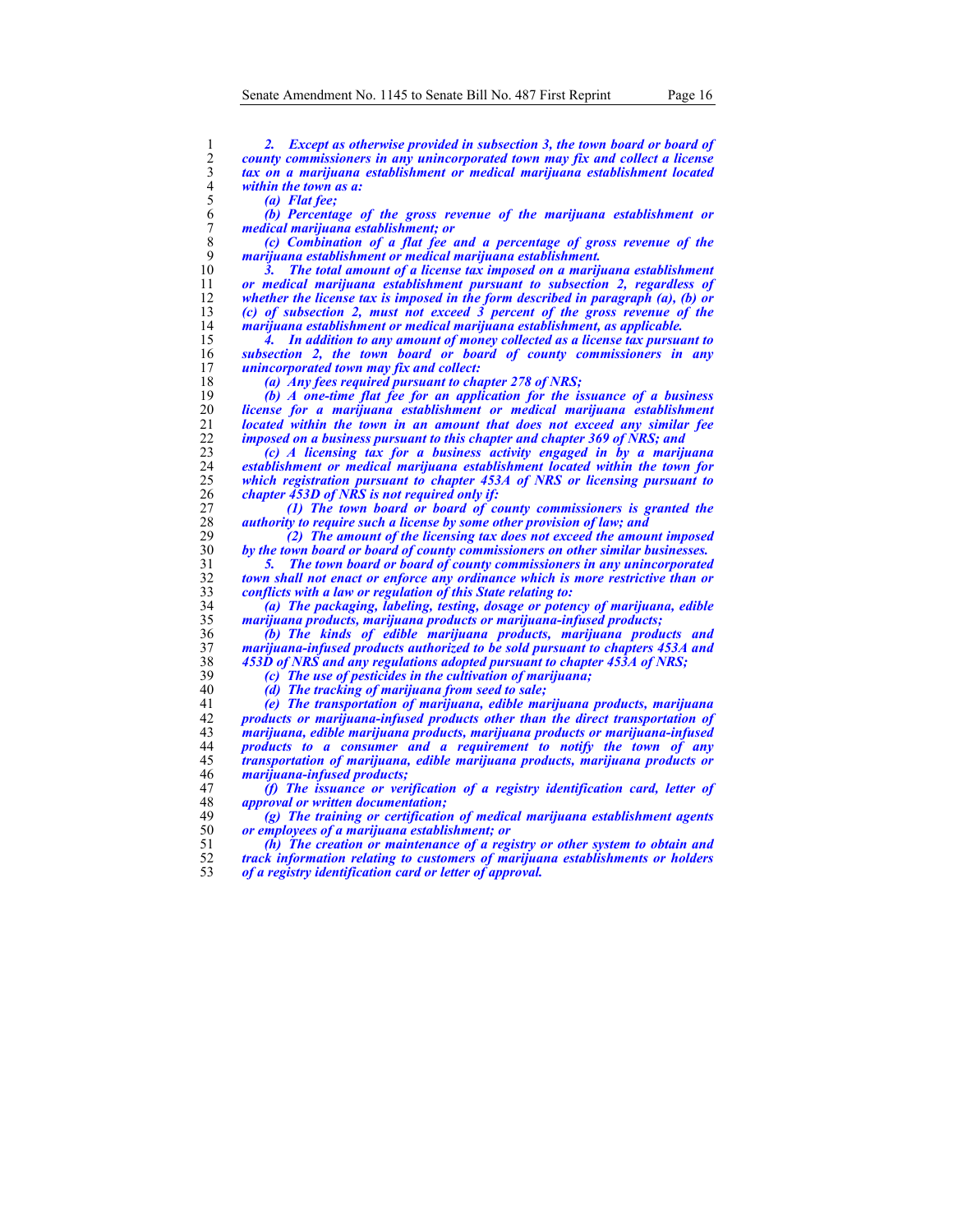***2. Except as otherwise provided in subsection 3, the town board or board of county commissioners in any unincorporated town may fix and collect a license tax on a marijuana establishment or medical marijuana establishment located within the town as a:***

***(a) Flat fee;***

***(b) Percentage of the gross revenue of the marijuana establishment or medical marijuana establishment; or***

***(c) Combination of a flat fee and a percentage of gross revenue of the marijuana establishment or medical marijuana establishment.***

***3. The total amount of a license tax imposed on a marijuana establishment or medical marijuana establishment pursuant to subsection 2, regardless of whether the license tax is imposed in the form described in paragraph (a), (b) or (c) of subsection 2, must not exceed 3 percent of the gross revenue of the marijuana establishment or medical marijuana establishment, as applicable.***

***4. In addition to any amount of money collected as a license tax pursuant to subsection 2, the town board or board of county commissioners in any unincorporated town may fix and collect:***

***(a) Any fees required pursuant to chapter 278 of NRS;***

***(b) A one-time flat fee for an application for the issuance of a business license for a marijuana establishment or medical marijuana establishment located within the town in an amount that does not exceed any similar fee imposed on a business pursuant to this chapter and chapter 369 of NRS; and***

***(c) A licensing tax for a business activity engaged in by a marijuana establishment or medical marijuana establishment located within the town for which registration pursuant to chapter 453A of NRS or licensing pursuant to chapter 453D of NRS is not required only if:***

***(1) The town board or board of county commissioners is granted the authority to require such a license by some other provision of law; and***

***(2) The amount of the licensing tax does not exceed the amount imposed by the town board or board of county commissioners on other similar businesses.***

***5. The town board or board of county commissioners in any unincorporated town shall not enact or enforce any ordinance which is more restrictive than or conflicts with a law or regulation of this State relating to:***

***(a) The packaging, labeling, testing, dosage or potency of marijuana, edible marijuana products, marijuana products or marijuana-infused products;***

***(b) The kinds of edible marijuana products, marijuana products and marijuana-infused products authorized to be sold pursuant to chapters 453A and 453D of NRS and any regulations adopted pursuant to chapter 453A of NRS;***

***(c) The use of pesticides in the cultivation of marijuana;***

***(d) The tracking of marijuana from seed to sale;***

***(e) The transportation of marijuana, edible marijuana products, marijuana products or marijuana-infused products other than the direct transportation of marijuana, edible marijuana products, marijuana products or marijuana-infused products to a consumer and a requirement to notify the town of any transportation of marijuana, edible marijuana products, marijuana products or marijuana-infused products;***

***(f) The issuance or verification of a registry identification card, letter of approval or written documentation;***

***(g) The training or certification of medical marijuana establishment agents or employees of a marijuana establishment; or***

***(h) The creation or maintenance of a registry or other system to obtain and track information relating to customers of marijuana establishments or holders of a registry identification card or letter of approval.***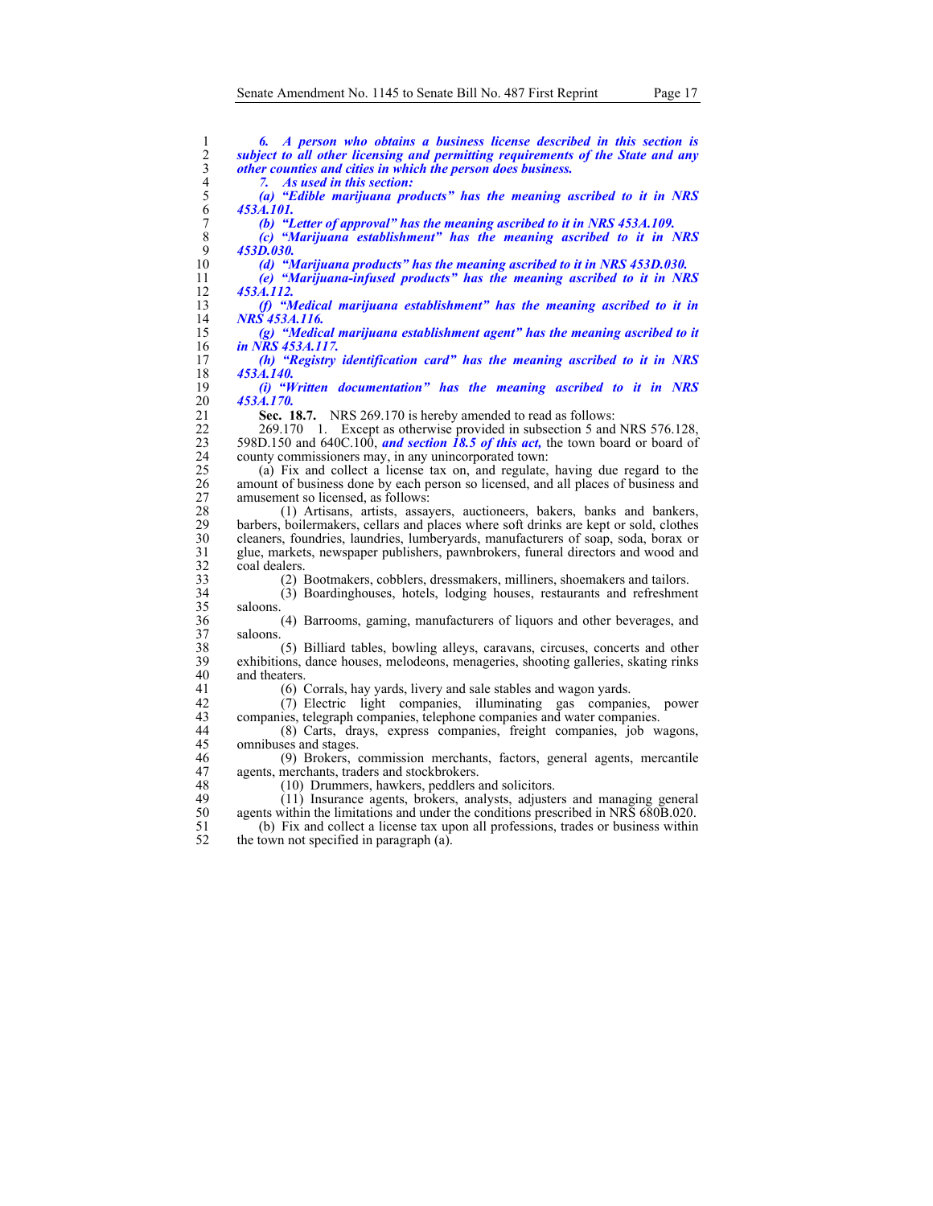***6. A person who obtains a business license described in this section is subject to all other licensing and permitting requirements of the State and any other counties and cities in which the person does business.***

***7. As used in this section:***

***(a) "Edible marijuana products" has the meaning ascribed to it in NRS 453A.101.***

***(b) "Letter of approval" has the meaning ascribed to it in NRS 453A.109.***

***(c) "Marijuana establishment" has the meaning ascribed to it in NRS 453D.030.***

***(d) "Marijuana products" has the meaning ascribed to it in NRS 453D.030.***

***(e) "Marijuana-infused products" has the meaning ascribed to it in NRS 453A.112.***

***(f) "Medical marijuana establishment" has the meaning ascribed to it in NRS 453A.116.***

***(g) "Medical marijuana establishment agent" has the meaning ascribed to it in NRS 453A.117.***

***(h) "Registry identification card" has the meaning ascribed to it in NRS 453A.140.***

***(i) "Written documentation" has the meaning ascribed to it in NRS 453A.170.***

**Sec. 18.7.** NRS 269.170 is hereby amended to read as follows:

269.170 1. Except as otherwise provided in subsection 5 and NRS 576.128, 598D.150 and 640C.100, ***and section 18.5 of this act,*** the town board or board of county commissioners may, in any unincorporated town:

(a) Fix and collect a license tax on, and regulate, having due regard to the amount of business done by each person so licensed, and all places of business and amusement so licensed, as follows:

(1) Artisans, artists, assayers, auctioneers, bakers, banks and bankers, barbers, boilermakers, cellars and places where soft drinks are kept or sold, clothes cleaners, foundries, laundries, lumberyards, manufacturers of soap, soda, borax or glue, markets, newspaper publishers, pawnbrokers, funeral directors and wood and coal dealers.

(2) Bootmakers, cobblers, dressmakers, milliners, shoemakers and tailors.

(3) Boardinghouses, hotels, lodging houses, restaurants and refreshment saloons.

(4) Barrooms, gaming, manufacturers of liquors and other beverages, and saloons.

(5) Billiard tables, bowling alleys, caravans, circuses, concerts and other exhibitions, dance houses, melodeons, menageries, shooting galleries, skating rinks and theaters.

(6) Corrals, hay yards, livery and sale stables and wagon yards.

(7) Electric light companies, illuminating gas companies, power companies, telegraph companies, telephone companies and water companies.

(8) Carts, drays, express companies, freight companies, job wagons, omnibuses and stages.

(9) Brokers, commission merchants, factors, general agents, mercantile agents, merchants, traders and stockbrokers.

(10) Drummers, hawkers, peddlers and solicitors.

(11) Insurance agents, brokers, analysts, adjusters and managing general agents within the limitations and under the conditions prescribed in NRS 680B.020.

(b) Fix and collect a license tax upon all professions, trades or business within the town not specified in paragraph (a).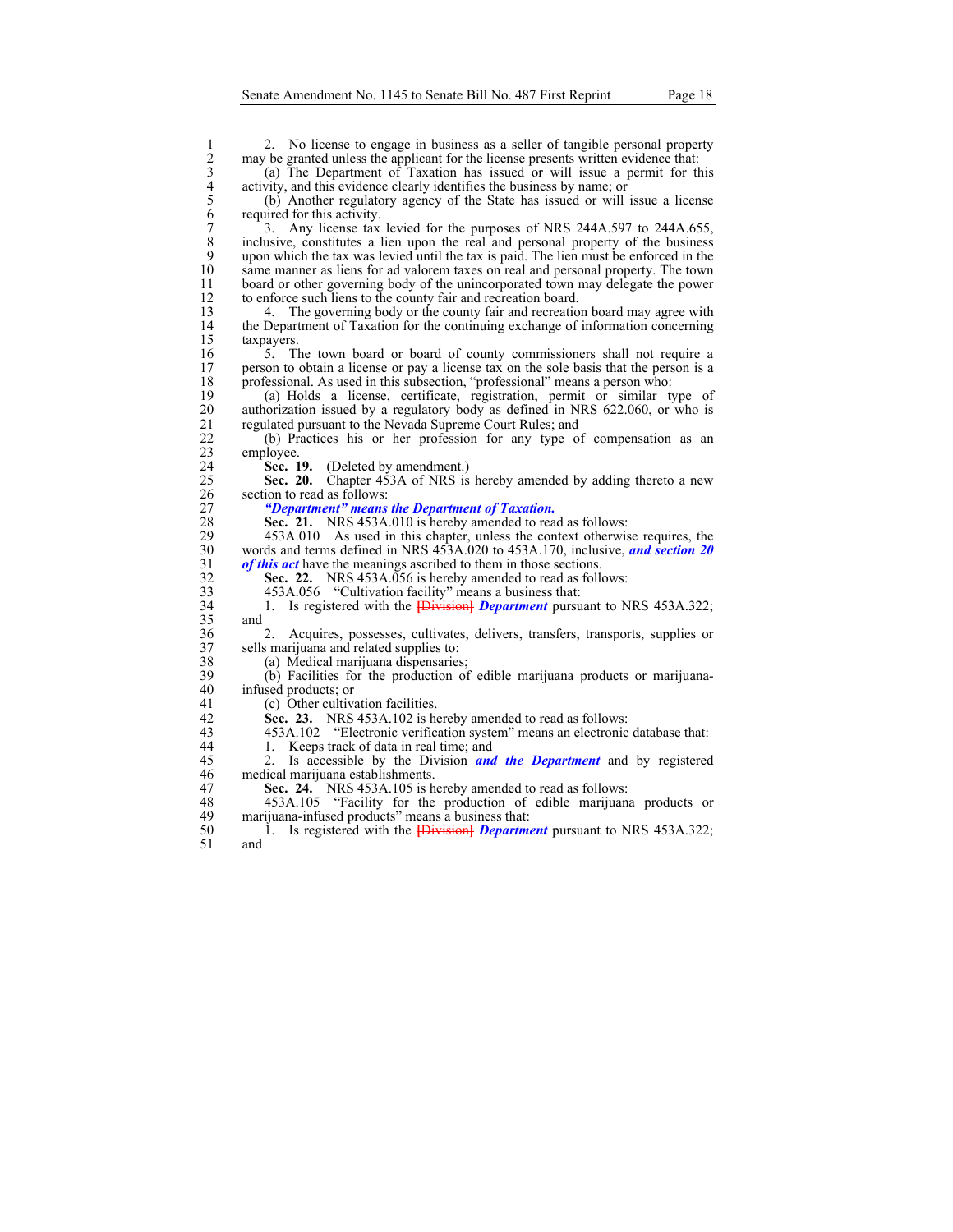2. No license to engage in business as a seller of tangible personal property may be granted unless the applicant for the license presents written evidence that:

(a) The Department of Taxation has issued or will issue a permit for this activity, and this evidence clearly identifies the business by name; or

(b) Another regulatory agency of the State has issued or will issue a license required for this activity.

3. Any license tax levied for the purposes of NRS 244A.597 to 244A.655, inclusive, constitutes a lien upon the real and personal property of the business upon which the tax was levied until the tax is paid. The lien must be enforced in the same manner as liens for ad valorem taxes on real and personal property. The town board or other governing body of the unincorporated town may delegate the power to enforce such liens to the county fair and recreation board.

4. The governing body or the county fair and recreation board may agree with the Department of Taxation for the continuing exchange of information concerning taxpayers.

5. The town board or board of county commissioners shall not require a person to obtain a license or pay a license tax on the sole basis that the person is a professional. As used in this subsection, "professional" means a person who:

(a) Holds a license, certificate, registration, permit or similar type of authorization issued by a regulatory body as defined in NRS 622.060, or who is regulated pursuant to the Nevada Supreme Court Rules; and

(b) Practices his or her profession for any type of compensation as an employee.

**Sec. 19.** (Deleted by amendment.)

**Sec. 20.** Chapter 453A of NRS is hereby amended by adding thereto a new section to read as follows:

***"Department" means the Department of Taxation.***

**Sec. 21.** NRS 453A.010 is hereby amended to read as follows:

453A.010 As used in this chapter, unless the context otherwise requires, the words and terms defined in NRS 453A.020 to 453A.170, inclusive, ***and section 20 of this act*** have the meanings ascribed to them in those sections.

**Sec. 22.** NRS 453A.056 is hereby amended to read as follows:

453A.056 "Cultivation facility" means a business that:

1. Is registered with the ~~[Division]~~ ***Department*** pursuant to NRS 453A.322; and

2. Acquires, possesses, cultivates, delivers, transfers, transports, supplies or sells marijuana and related supplies to:

(a) Medical marijuana dispensaries;

(b) Facilities for the production of edible marijuana products or marijuana-infused products; or

(c) Other cultivation facilities.

**Sec. 23.** NRS 453A.102 is hereby amended to read as follows:

453A.102 "Electronic verification system" means an electronic database that:

1. Keeps track of data in real time; and

2. Is accessible by the Division ***and the Department*** and by registered medical marijuana establishments.

**Sec. 24.** NRS 453A.105 is hereby amended to read as follows:

453A.105 "Facility for the production of edible marijuana products or marijuana-infused products" means a business that:

1. Is registered with the ~~[Division]~~ ***Department*** pursuant to NRS 453A.322; and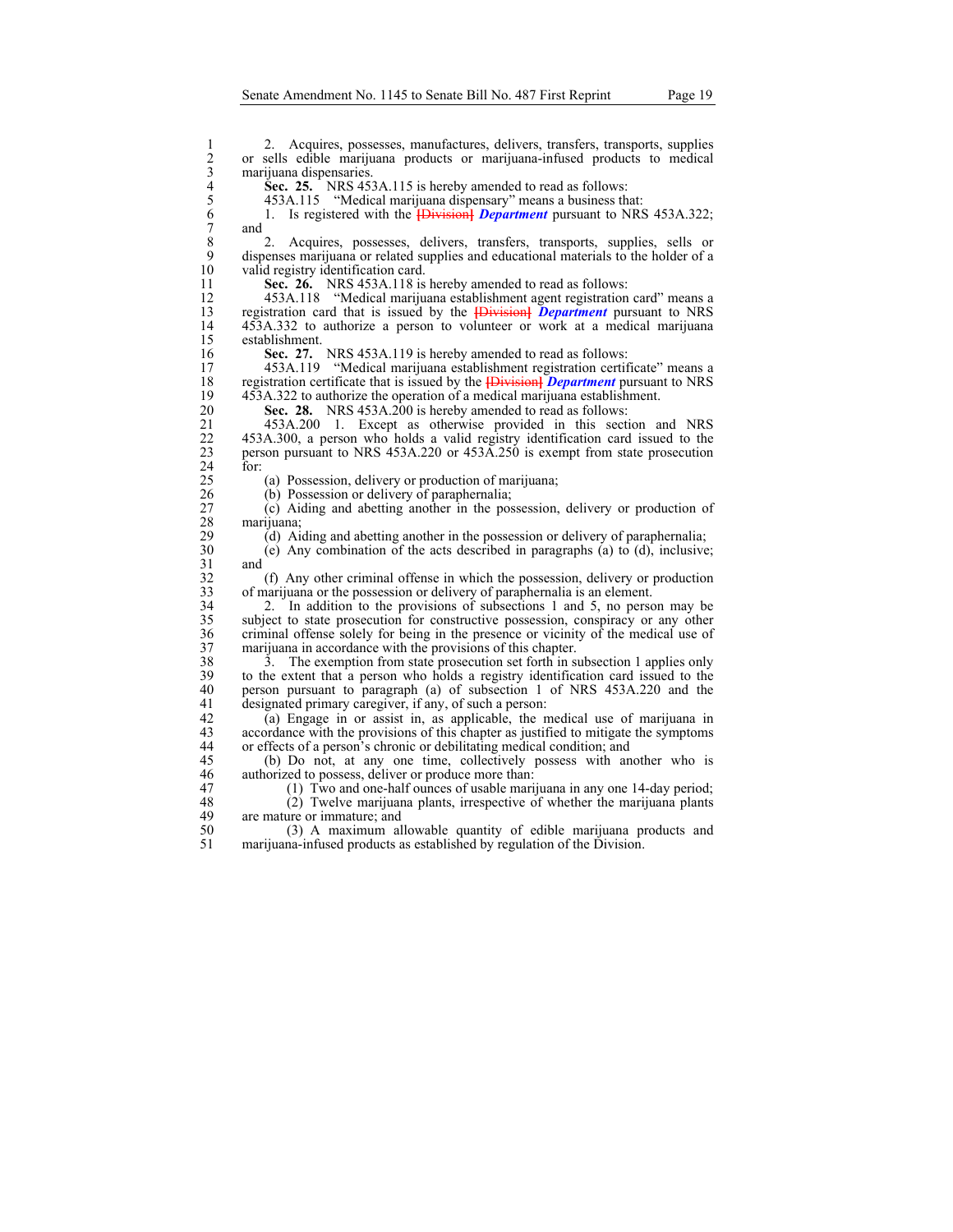2. Acquires, possesses, manufactures, delivers, transfers, transports, supplies or sells edible marijuana products or marijuana-infused products to medical marijuana dispensaries.

**Sec. 25.** NRS 453A.115 is hereby amended to read as follows:

453A.115 "Medical marijuana dispensary" means a business that:

1. Is registered with the [Division] ***Department*** pursuant to NRS 453A.322; and

2. Acquires, possesses, delivers, transfers, transports, supplies, sells or dispenses marijuana or related supplies and educational materials to the holder of a valid registry identification card.

**Sec. 26.** NRS 453A.118 is hereby amended to read as follows:

453A.118 "Medical marijuana establishment agent registration card" means a registration card that is issued by the [Division] ***Department*** pursuant to NRS 453A.332 to authorize a person to volunteer or work at a medical marijuana establishment.

**Sec. 27.** NRS 453A.119 is hereby amended to read as follows:

453A.119 "Medical marijuana establishment registration certificate" means a registration certificate that is issued by the [Division] ***Department*** pursuant to NRS 453A.322 to authorize the operation of a medical marijuana establishment.

**Sec. 28.** NRS 453A.200 is hereby amended to read as follows:

453A.200 1. Except as otherwise provided in this section and NRS 453A.300, a person who holds a valid registry identification card issued to the person pursuant to NRS 453A.220 or 453A.250 is exempt from state prosecution for:

(a) Possession, delivery or production of marijuana;

(b) Possession or delivery of paraphernalia;

(c) Aiding and abetting another in the possession, delivery or production of marijuana;

(d) Aiding and abetting another in the possession or delivery of paraphernalia;

(e) Any combination of the acts described in paragraphs (a) to (d), inclusive; and

(f) Any other criminal offense in which the possession, delivery or production of marijuana or the possession or delivery of paraphernalia is an element.

2. In addition to the provisions of subsections 1 and 5, no person may be subject to state prosecution for constructive possession, conspiracy or any other criminal offense solely for being in the presence or vicinity of the medical use of marijuana in accordance with the provisions of this chapter.

3. The exemption from state prosecution set forth in subsection 1 applies only to the extent that a person who holds a registry identification card issued to the person pursuant to paragraph (a) of subsection 1 of NRS 453A.220 and the designated primary caregiver, if any, of such a person:

(a) Engage in or assist in, as applicable, the medical use of marijuana in accordance with the provisions of this chapter as justified to mitigate the symptoms or effects of a person's chronic or debilitating medical condition; and

(b) Do not, at any one time, collectively possess with another who is authorized to possess, deliver or produce more than:

(1) Two and one-half ounces of usable marijuana in any one 14-day period;

(2) Twelve marijuana plants, irrespective of whether the marijuana plants are mature or immature; and

(3) A maximum allowable quantity of edible marijuana products and marijuana-infused products as established by regulation of the Division.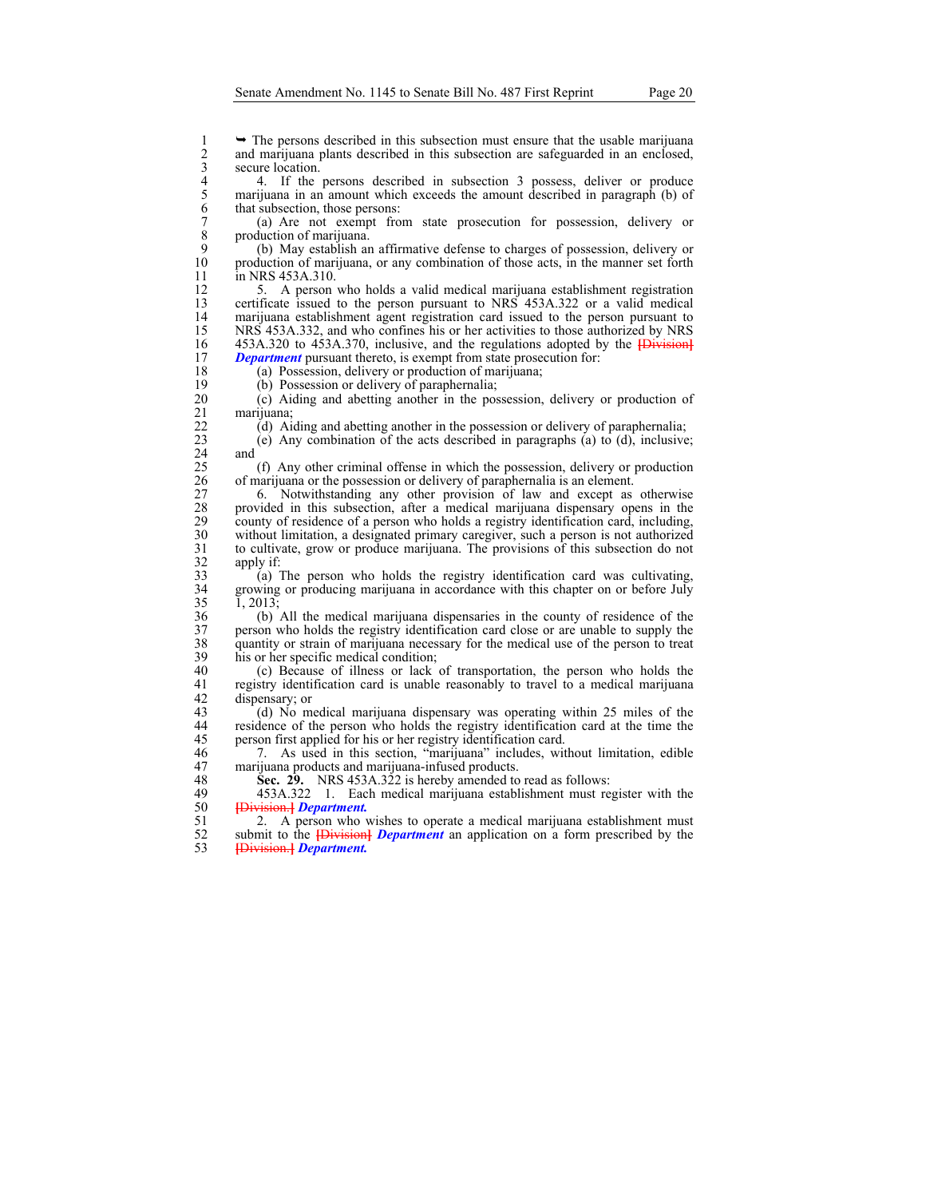➥ The persons described in this subsection must ensure that the usable marijuana and marijuana plants described in this subsection are safeguarded in an enclosed, secure location.

4. If the persons described in subsection 3 possess, deliver or produce marijuana in an amount which exceeds the amount described in paragraph (b) of that subsection, those persons:

(a) Are not exempt from state prosecution for possession, delivery or production of marijuana.

(b) May establish an affirmative defense to charges of possession, delivery or production of marijuana, or any combination of those acts, in the manner set forth in NRS 453A.310.

5. A person who holds a valid medical marijuana establishment registration certificate issued to the person pursuant to NRS 453A.322 or a valid medical marijuana establishment agent registration card issued to the person pursuant to NRS 453A.332, and who confines his or her activities to those authorized by NRS 453A.320 to 453A.370, inclusive, and the regulations adopted by the ~~[Division]~~ ***Department*** pursuant thereto, is exempt from state prosecution for:

(a) Possession, delivery or production of marijuana;

(b) Possession or delivery of paraphernalia;

(c) Aiding and abetting another in the possession, delivery or production of marijuana;

(d) Aiding and abetting another in the possession or delivery of paraphernalia;

(e) Any combination of the acts described in paragraphs (a) to (d), inclusive; and

(f) Any other criminal offense in which the possession, delivery or production of marijuana or the possession or delivery of paraphernalia is an element.

6. Notwithstanding any other provision of law and except as otherwise provided in this subsection, after a medical marijuana dispensary opens in the county of residence of a person who holds a registry identification card, including, without limitation, a designated primary caregiver, such a person is not authorized to cultivate, grow or produce marijuana. The provisions of this subsection do not apply if:

(a) The person who holds the registry identification card was cultivating, growing or producing marijuana in accordance with this chapter on or before July 1, 2013;

(b) All the medical marijuana dispensaries in the county of residence of the person who holds the registry identification card close or are unable to supply the quantity or strain of marijuana necessary for the medical use of the person to treat his or her specific medical condition;

(c) Because of illness or lack of transportation, the person who holds the registry identification card is unable reasonably to travel to a medical marijuana dispensary; or

(d) No medical marijuana dispensary was operating within 25 miles of the residence of the person who holds the registry identification card at the time the person first applied for his or her registry identification card.

7. As used in this section, "marijuana" includes, without limitation, edible marijuana products and marijuana-infused products.

**Sec. 29.** NRS 453A.322 is hereby amended to read as follows:

453A.322 1. Each medical marijuana establishment must register with the ~~[Division.]~~ ***Department.***

2. A person who wishes to operate a medical marijuana establishment must submit to the ~~[Division]~~ ***Department*** an application on a form prescribed by the ~~[Division.]~~ ***Department.***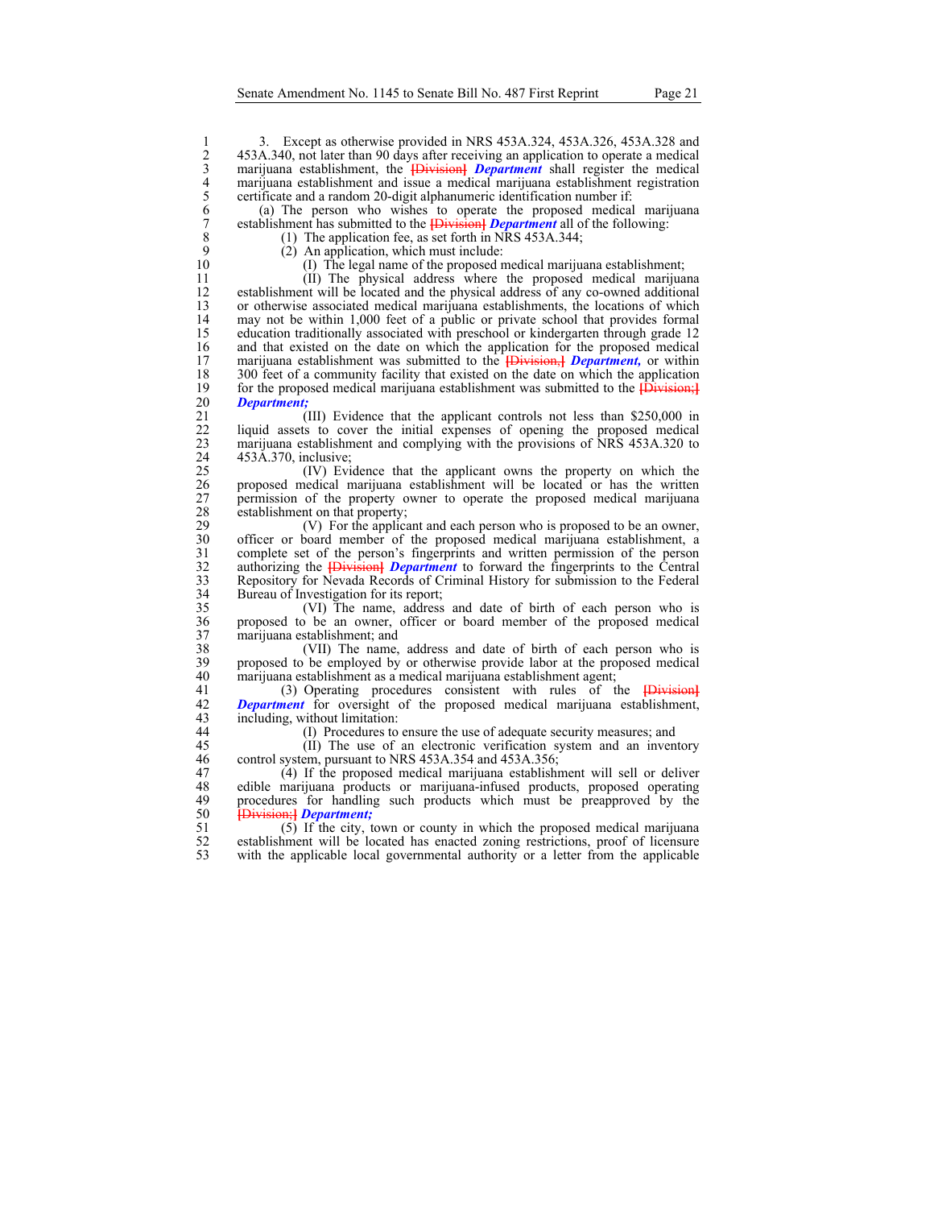3. Except as otherwise provided in NRS 453A.324, 453A.326, 453A.328 and 453A.340, not later than 90 days after receiving an application to operate a medical marijuana establishment, the ~~[Division]~~ ***Department*** shall register the medical marijuana establishment and issue a medical marijuana establishment registration certificate and a random 20-digit alphanumeric identification number if:

(a) The person who wishes to operate the proposed medical marijuana establishment has submitted to the ~~[Division]~~ ***Department*** all of the following:

(1) The application fee, as set forth in NRS 453A.344;

(2) An application, which must include:

(I) The legal name of the proposed medical marijuana establishment;

(II) The physical address where the proposed medical marijuana establishment will be located and the physical address of any co-owned additional or otherwise associated medical marijuana establishments, the locations of which may not be within 1,000 feet of a public or private school that provides formal education traditionally associated with preschool or kindergarten through grade 12 and that existed on the date on which the application for the proposed medical marijuana establishment was submitted to the ~~[Division,]~~ ***Department,*** or within 300 feet of a community facility that existed on the date on which the application for the proposed medical marijuana establishment was submitted to the ~~[Division;]~~ ***Department;***

(III) Evidence that the applicant controls not less than $250,000 in liquid assets to cover the initial expenses of opening the proposed medical marijuana establishment and complying with the provisions of NRS 453A.320 to 453A.370, inclusive;

(IV) Evidence that the applicant owns the property on which the proposed medical marijuana establishment will be located or has the written permission of the property owner to operate the proposed medical marijuana establishment on that property;

(V) For the applicant and each person who is proposed to be an owner, officer or board member of the proposed medical marijuana establishment, a complete set of the person's fingerprints and written permission of the person authorizing the ~~[Division]~~ ***Department*** to forward the fingerprints to the Central Repository for Nevada Records of Criminal History for submission to the Federal Bureau of Investigation for its report;

(VI) The name, address and date of birth of each person who is proposed to be an owner, officer or board member of the proposed medical marijuana establishment; and

(VII) The name, address and date of birth of each person who is proposed to be employed by or otherwise provide labor at the proposed medical marijuana establishment as a medical marijuana establishment agent;

(3) Operating procedures consistent with rules of the ~~[Division]~~ ***Department*** for oversight of the proposed medical marijuana establishment, including, without limitation:

(I) Procedures to ensure the use of adequate security measures; and

(II) The use of an electronic verification system and an inventory control system, pursuant to NRS 453A.354 and 453A.356;

(4) If the proposed medical marijuana establishment will sell or deliver edible marijuana products or marijuana-infused products, proposed operating procedures for handling such products which must be preapproved by the ~~[Division;]~~ ***Department;***

(5) If the city, town or county in which the proposed medical marijuana establishment will be located has enacted zoning restrictions, proof of licensure with the applicable local governmental authority or a letter from the applicable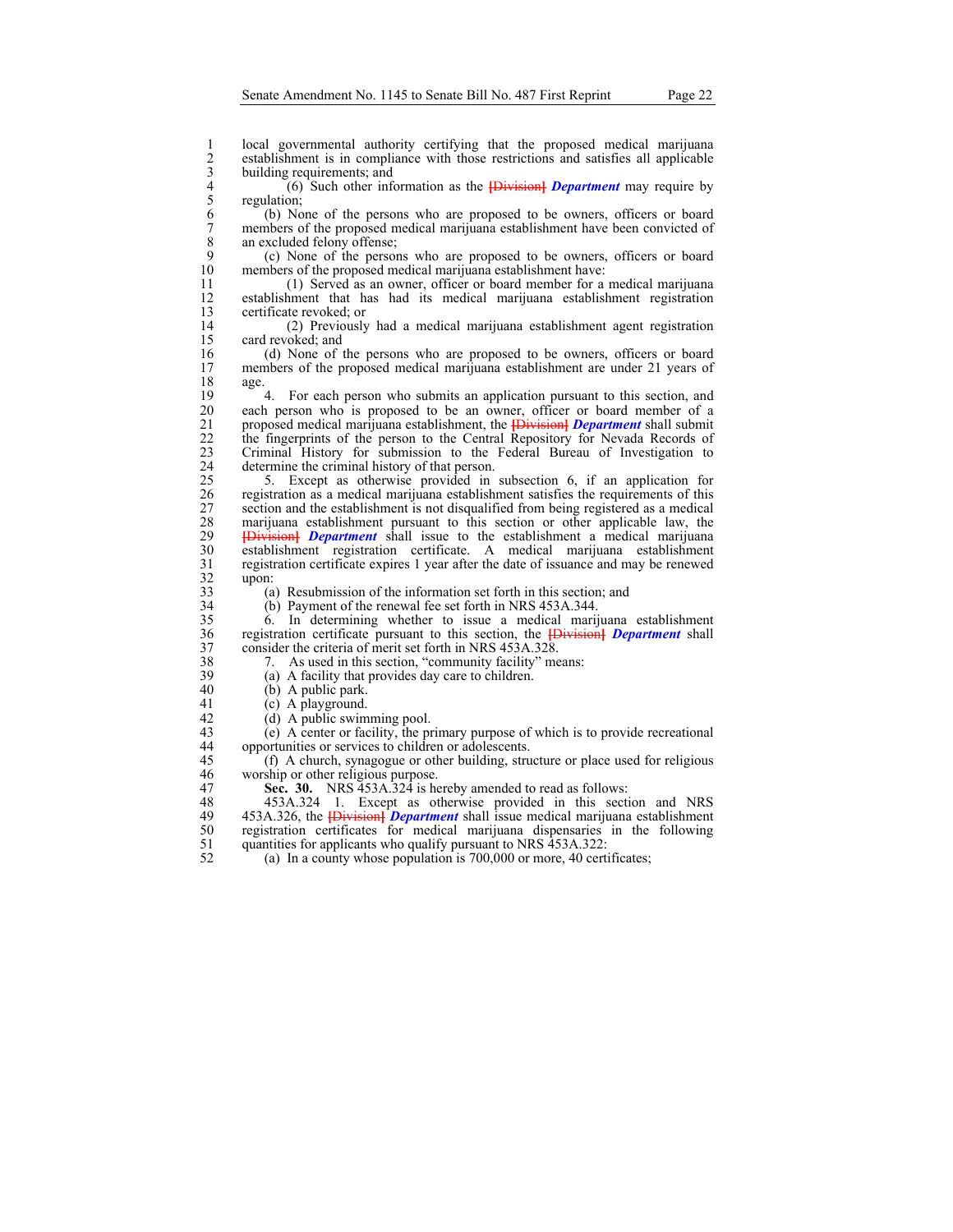local governmental authority certifying that the proposed medical marijuana establishment is in compliance with those restrictions and satisfies all applicable building requirements; and

(6) Such other information as the ~~[Division]~~ ***Department*** may require by regulation;

(b) None of the persons who are proposed to be owners, officers or board members of the proposed medical marijuana establishment have been convicted of an excluded felony offense;

(c) None of the persons who are proposed to be owners, officers or board members of the proposed medical marijuana establishment have:

(1) Served as an owner, officer or board member for a medical marijuana establishment that has had its medical marijuana establishment registration certificate revoked; or

(2) Previously had a medical marijuana establishment agent registration card revoked; and

(d) None of the persons who are proposed to be owners, officers or board members of the proposed medical marijuana establishment are under 21 years of age.

4. For each person who submits an application pursuant to this section, and each person who is proposed to be an owner, officer or board member of a proposed medical marijuana establishment, the ~~[Division]~~ ***Department*** shall submit the fingerprints of the person to the Central Repository for Nevada Records of Criminal History for submission to the Federal Bureau of Investigation to determine the criminal history of that person.

5. Except as otherwise provided in subsection 6, if an application for registration as a medical marijuana establishment satisfies the requirements of this section and the establishment is not disqualified from being registered as a medical marijuana establishment pursuant to this section or other applicable law, the ~~[Division]~~ ***Department*** shall issue to the establishment a medical marijuana establishment registration certificate. A medical marijuana establishment registration certificate expires 1 year after the date of issuance and may be renewed upon:

(a) Resubmission of the information set forth in this section; and

(b) Payment of the renewal fee set forth in NRS 453A.344.

6. In determining whether to issue a medical marijuana establishment registration certificate pursuant to this section, the ~~[Division]~~ ***Department*** shall consider the criteria of merit set forth in NRS 453A.328.

7. As used in this section, "community facility" means:

(a) A facility that provides day care to children.

(b) A public park.

(c) A playground.

(d) A public swimming pool.

(e) A center or facility, the primary purpose of which is to provide recreational opportunities or services to children or adolescents.

(f) A church, synagogue or other building, structure or place used for religious worship or other religious purpose.

**Sec. 30.** NRS 453A.324 is hereby amended to read as follows:

453A.324 1. Except as otherwise provided in this section and NRS 453A.326, the ~~[Division]~~ ***Department*** shall issue medical marijuana establishment registration certificates for medical marijuana dispensaries in the following quantities for applicants who qualify pursuant to NRS 453A.322:

(a) In a county whose population is 700,000 or more, 40 certificates;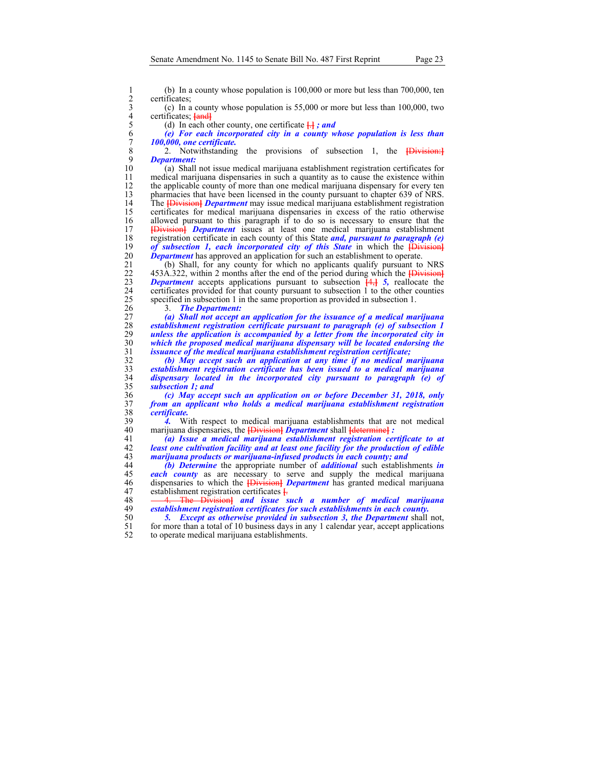(b) In a county whose population is 100,000 or more but less than 700,000, ten certificates;

(c) In a county whose population is 55,000 or more but less than 100,000, two certificates; [and]

(d) In each other county, one certificate [.] ***; and***

***(e) For each incorporated city in a county whose population is less than 100,000, one certificate.***

2. Notwithstanding the provisions of subsection 1, the [Division:] ***Department:***

(a) Shall not issue medical marijuana establishment registration certificates for medical marijuana dispensaries in such a quantity as to cause the existence within the applicable county of more than one medical marijuana dispensary for every ten pharmacies that have been licensed in the county pursuant to chapter 639 of NRS. The [Division] ***Department*** may issue medical marijuana establishment registration certificates for medical marijuana dispensaries in excess of the ratio otherwise allowed pursuant to this paragraph if to do so is necessary to ensure that the [Division] ***Department*** issues at least one medical marijuana establishment registration certificate in each county of this State ***and, pursuant to paragraph (e) of subsection 1, each incorporated city of this State*** in which the [Division] ***Department*** has approved an application for such an establishment to operate.

(b) Shall, for any county for which no applicants qualify pursuant to NRS 453A.322, within 2 months after the end of the period during which the [Division] ***Department*** accepts applications pursuant to subsection [4,] ***5,*** reallocate the certificates provided for that county pursuant to subsection 1 to the other counties specified in subsection 1 in the same proportion as provided in subsection 1.

3. ***The Department:***

***(a) Shall not accept an application for the issuance of a medical marijuana establishment registration certificate pursuant to paragraph (e) of subsection 1 unless the application is accompanied by a letter from the incorporated city in which the proposed medical marijuana dispensary will be located endorsing the issuance of the medical marijuana establishment registration certificate;***

***(b) May accept such an application at any time if no medical marijuana establishment registration certificate has been issued to a medical marijuana dispensary located in the incorporated city pursuant to paragraph (e) of subsection 1; and***

***(c) May accept such an application on or before December 31, 2018, only from an applicant who holds a medical marijuana establishment registration certificate.***

***4.*** With respect to medical marijuana establishments that are not medical marijuana dispensaries, the [Division] ***Department*** shall [determine] ***:***

***(a) Issue a medical marijuana establishment registration certificate to at least one cultivation facility and at least one facility for the production of edible marijuana products or marijuana-infused products in each county; and***

***(b) Determine*** the appropriate number of ***additional*** such establishments ***in each county*** as are necessary to serve and supply the medical marijuana dispensaries to which the [Division] ***Department*** has granted medical marijuana establishment registration certificates [.

4. The Division] ***and issue such a number of medical marijuana establishment registration certificates for such establishments in each county.***

***5. Except as otherwise provided in subsection 3, the Department*** shall not, for more than a total of 10 business days in any 1 calendar year, accept applications to operate medical marijuana establishments.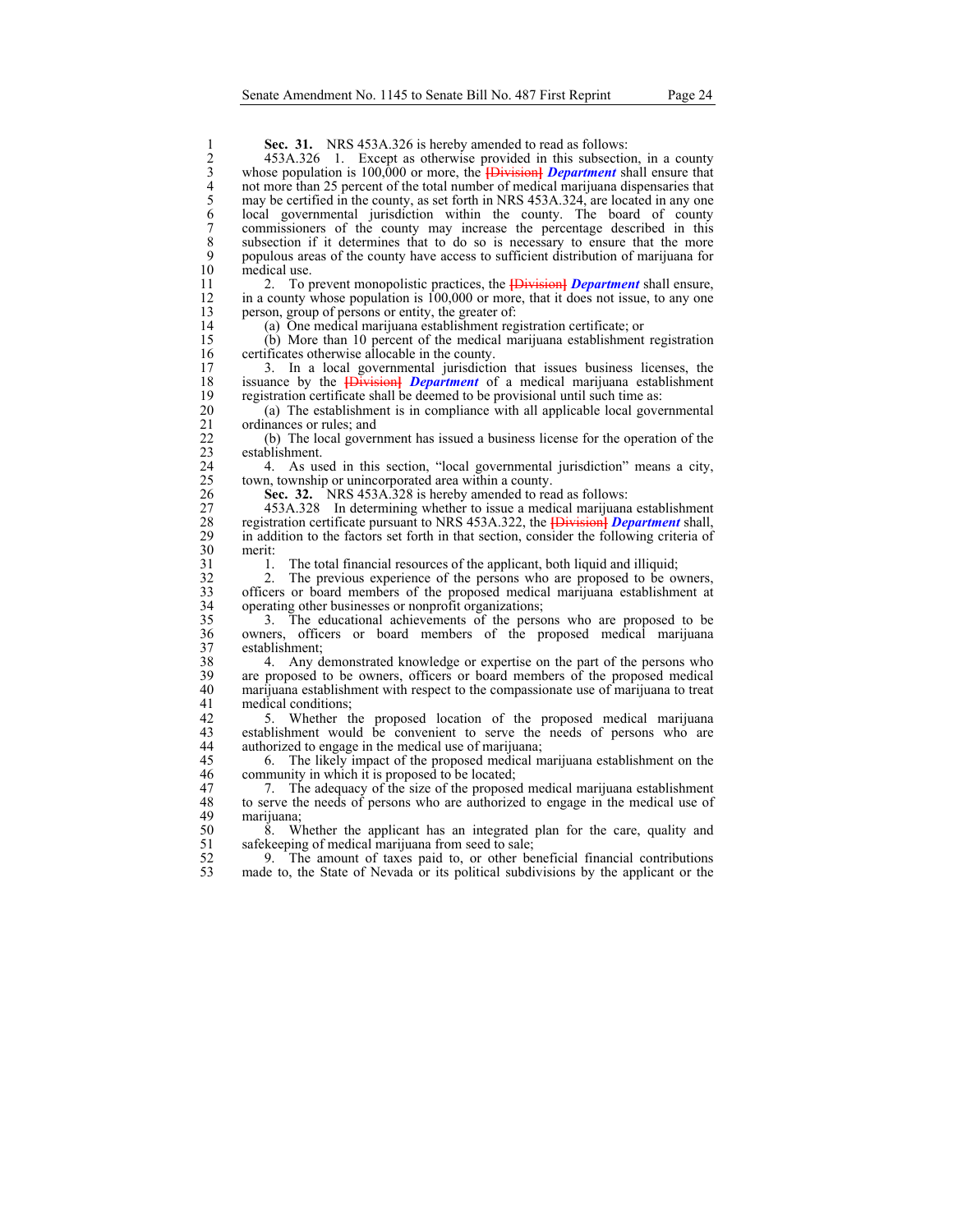**Sec. 31.** NRS 453A.326 is hereby amended to read as follows:

453A.326 1. Except as otherwise provided in this subsection, in a county whose population is 100,000 or more, the [Division] ***Department*** shall ensure that not more than 25 percent of the total number of medical marijuana dispensaries that may be certified in the county, as set forth in NRS 453A.324, are located in any one local governmental jurisdiction within the county. The board of county commissioners of the county may increase the percentage described in this subsection if it determines that to do so is necessary to ensure that the more populous areas of the county have access to sufficient distribution of marijuana for medical use.

2. To prevent monopolistic practices, the [Division] ***Department*** shall ensure, in a county whose population is 100,000 or more, that it does not issue, to any one person, group of persons or entity, the greater of:

(a) One medical marijuana establishment registration certificate; or

(b) More than 10 percent of the medical marijuana establishment registration certificates otherwise allocable in the county.

3. In a local governmental jurisdiction that issues business licenses, the issuance by the [Division] ***Department*** of a medical marijuana establishment registration certificate shall be deemed to be provisional until such time as:

(a) The establishment is in compliance with all applicable local governmental ordinances or rules; and

(b) The local government has issued a business license for the operation of the establishment.

4. As used in this section, "local governmental jurisdiction" means a city, town, township or unincorporated area within a county.

**Sec. 32.** NRS 453A.328 is hereby amended to read as follows:

453A.328 In determining whether to issue a medical marijuana establishment registration certificate pursuant to NRS 453A.322, the [Division] ***Department*** shall, in addition to the factors set forth in that section, consider the following criteria of merit:

1. The total financial resources of the applicant, both liquid and illiquid;

2. The previous experience of the persons who are proposed to be owners, officers or board members of the proposed medical marijuana establishment at operating other businesses or nonprofit organizations;

3. The educational achievements of the persons who are proposed to be owners, officers or board members of the proposed medical marijuana establishment;

4. Any demonstrated knowledge or expertise on the part of the persons who are proposed to be owners, officers or board members of the proposed medical marijuana establishment with respect to the compassionate use of marijuana to treat medical conditions;

5. Whether the proposed location of the proposed medical marijuana establishment would be convenient to serve the needs of persons who are authorized to engage in the medical use of marijuana;

6. The likely impact of the proposed medical marijuana establishment on the community in which it is proposed to be located;

7. The adequacy of the size of the proposed medical marijuana establishment to serve the needs of persons who are authorized to engage in the medical use of marijuana;

8. Whether the applicant has an integrated plan for the care, quality and safekeeping of medical marijuana from seed to sale;

9. The amount of taxes paid to, or other beneficial financial contributions made to, the State of Nevada or its political subdivisions by the applicant or the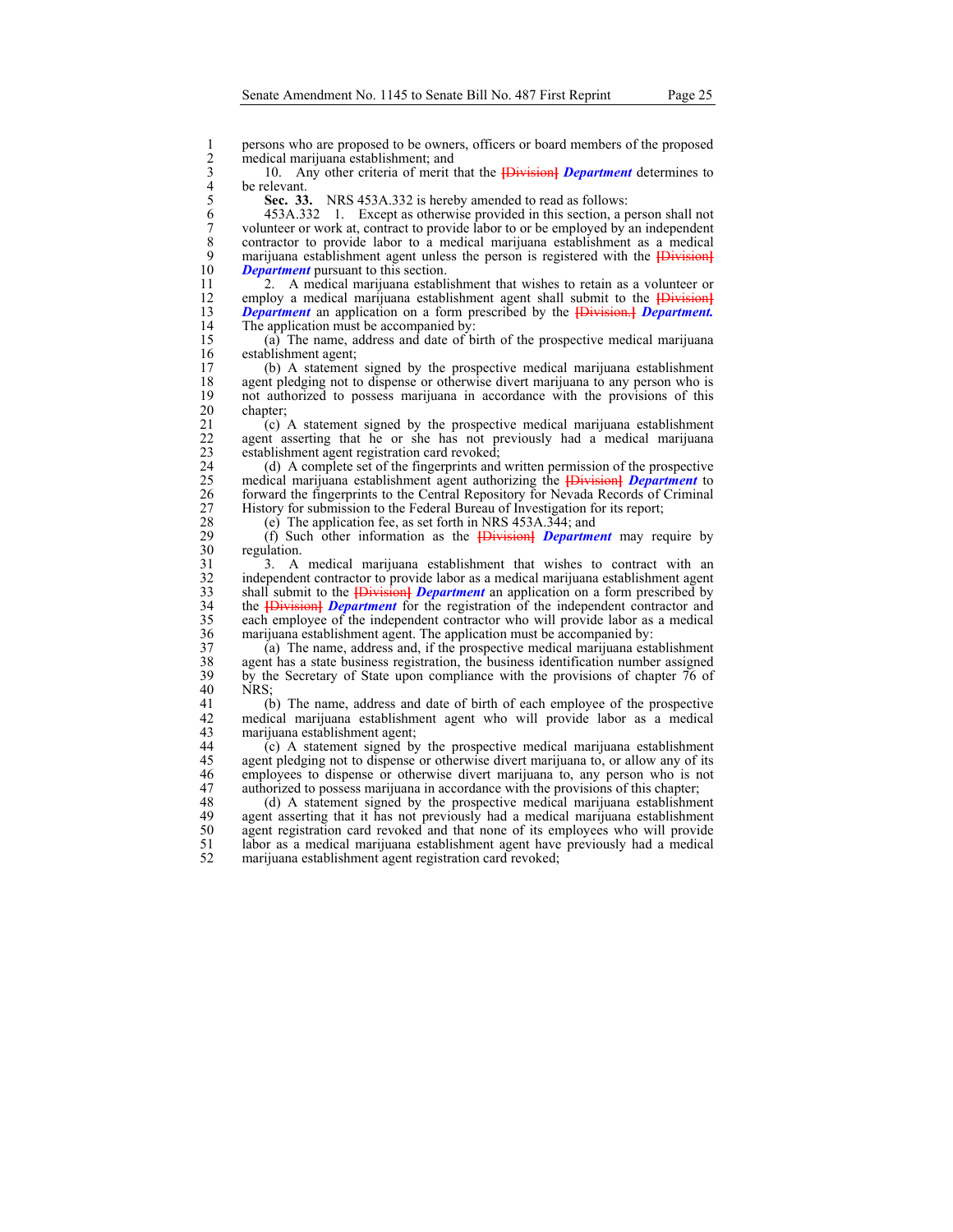persons who are proposed to be owners, officers or board members of the proposed medical marijuana establishment; and

10. Any other criteria of merit that the [Division] ***Department*** determines to be relevant.

**Sec. 33.** NRS 453A.332 is hereby amended to read as follows:

453A.332 1. Except as otherwise provided in this section, a person shall not volunteer or work at, contract to provide labor to or be employed by an independent contractor to provide labor to a medical marijuana establishment as a medical marijuana establishment agent unless the person is registered with the [Division] ***Department*** pursuant to this section.

2. A medical marijuana establishment that wishes to retain as a volunteer or employ a medical marijuana establishment agent shall submit to the [Division] ***Department*** an application on a form prescribed by the [Division.] ***Department.*** The application must be accompanied by:

(a) The name, address and date of birth of the prospective medical marijuana establishment agent;

(b) A statement signed by the prospective medical marijuana establishment agent pledging not to dispense or otherwise divert marijuana to any person who is not authorized to possess marijuana in accordance with the provisions of this chapter;

(c) A statement signed by the prospective medical marijuana establishment agent asserting that he or she has not previously had a medical marijuana establishment agent registration card revoked;

(d) A complete set of the fingerprints and written permission of the prospective medical marijuana establishment agent authorizing the [Division] ***Department*** to forward the fingerprints to the Central Repository for Nevada Records of Criminal History for submission to the Federal Bureau of Investigation for its report;

(e) The application fee, as set forth in NRS 453A.344; and

(f) Such other information as the [Division] ***Department*** may require by regulation.

3. A medical marijuana establishment that wishes to contract with an independent contractor to provide labor as a medical marijuana establishment agent shall submit to the [Division] ***Department*** an application on a form prescribed by the [Division] ***Department*** for the registration of the independent contractor and each employee of the independent contractor who will provide labor as a medical marijuana establishment agent. The application must be accompanied by:

(a) The name, address and, if the prospective medical marijuana establishment agent has a state business registration, the business identification number assigned by the Secretary of State upon compliance with the provisions of chapter 76 of NRS;

(b) The name, address and date of birth of each employee of the prospective medical marijuana establishment agent who will provide labor as a medical marijuana establishment agent;

(c) A statement signed by the prospective medical marijuana establishment agent pledging not to dispense or otherwise divert marijuana to, or allow any of its employees to dispense or otherwise divert marijuana to, any person who is not authorized to possess marijuana in accordance with the provisions of this chapter;

(d) A statement signed by the prospective medical marijuana establishment agent asserting that it has not previously had a medical marijuana establishment agent registration card revoked and that none of its employees who will provide labor as a medical marijuana establishment agent have previously had a medical marijuana establishment agent registration card revoked;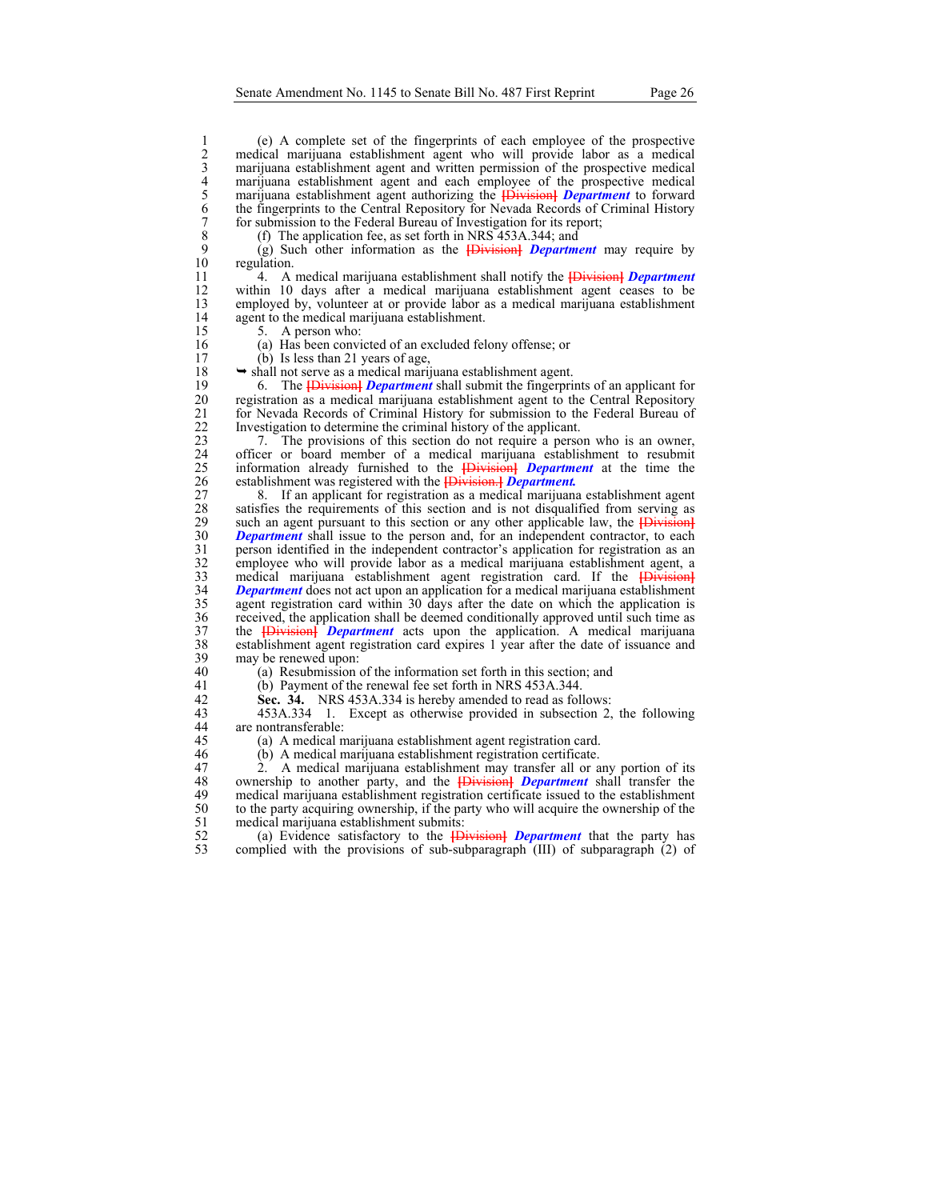(e) A complete set of the fingerprints of each employee of the prospective medical marijuana establishment agent who will provide labor as a medical marijuana establishment agent and written permission of the prospective medical marijuana establishment agent and each employee of the prospective medical marijuana establishment agent authorizing the [Division] ***Department*** to forward the fingerprints to the Central Repository for Nevada Records of Criminal History for submission to the Federal Bureau of Investigation for its report;

(f) The application fee, as set forth in NRS 453A.344; and

(g) Such other information as the [Division] ***Department*** may require by regulation.

4. A medical marijuana establishment shall notify the [Division] ***Department*** within 10 days after a medical marijuana establishment agent ceases to be employed by, volunteer at or provide labor as a medical marijuana establishment agent to the medical marijuana establishment.

5. A person who:

(a) Has been convicted of an excluded felony offense; or

(b) Is less than 21 years of age,

➥ shall not serve as a medical marijuana establishment agent.

6. The [Division] ***Department*** shall submit the fingerprints of an applicant for registration as a medical marijuana establishment agent to the Central Repository for Nevada Records of Criminal History for submission to the Federal Bureau of Investigation to determine the criminal history of the applicant.

7. The provisions of this section do not require a person who is an owner, officer or board member of a medical marijuana establishment to resubmit information already furnished to the [Division] ***Department*** at the time the establishment was registered with the [Division.] ***Department.***

8. If an applicant for registration as a medical marijuana establishment agent satisfies the requirements of this section and is not disqualified from serving as such an agent pursuant to this section or any other applicable law, the [Division] ***Department*** shall issue to the person and, for an independent contractor, to each person identified in the independent contractor's application for registration as an employee who will provide labor as a medical marijuana establishment agent, a medical marijuana establishment agent registration card. If the [Division] ***Department*** does not act upon an application for a medical marijuana establishment agent registration card within 30 days after the date on which the application is received, the application shall be deemed conditionally approved until such time as the [Division] ***Department*** acts upon the application. A medical marijuana establishment agent registration card expires 1 year after the date of issuance and may be renewed upon:

(a) Resubmission of the information set forth in this section; and

(b) Payment of the renewal fee set forth in NRS 453A.344.

**Sec. 34.** NRS 453A.334 is hereby amended to read as follows:

453A.334 1. Except as otherwise provided in subsection 2, the following are nontransferable:

(a) A medical marijuana establishment agent registration card.

(b) A medical marijuana establishment registration certificate.

2. A medical marijuana establishment may transfer all or any portion of its ownership to another party, and the [Division] ***Department*** shall transfer the medical marijuana establishment registration certificate issued to the establishment to the party acquiring ownership, if the party who will acquire the ownership of the medical marijuana establishment submits:

(a) Evidence satisfactory to the [Division] ***Department*** that the party has complied with the provisions of sub-subparagraph (III) of subparagraph (2) of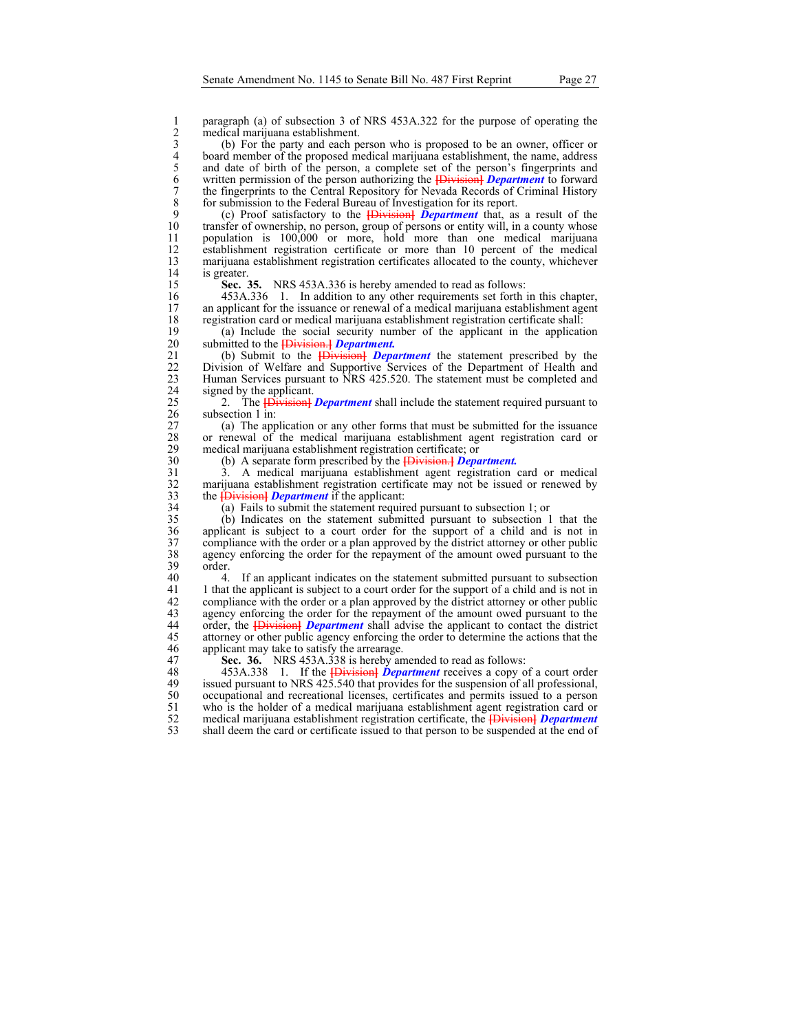paragraph (a) of subsection 3 of NRS 453A.322 for the purpose of operating the medical marijuana establishment.

(b) For the party and each person who is proposed to be an owner, officer or board member of the proposed medical marijuana establishment, the name, address and date of birth of the person, a complete set of the person's fingerprints and written permission of the person authorizing the [Division] ***Department*** to forward the fingerprints to the Central Repository for Nevada Records of Criminal History for submission to the Federal Bureau of Investigation for its report.

(c) Proof satisfactory to the [Division] ***Department*** that, as a result of the transfer of ownership, no person, group of persons or entity will, in a county whose population is 100,000 or more, hold more than one medical marijuana establishment registration certificate or more than 10 percent of the medical marijuana establishment registration certificates allocated to the county, whichever is greater.

**Sec. 35.** NRS 453A.336 is hereby amended to read as follows:

453A.336 1. In addition to any other requirements set forth in this chapter, an applicant for the issuance or renewal of a medical marijuana establishment agent registration card or medical marijuana establishment registration certificate shall:

(a) Include the social security number of the applicant in the application submitted to the [Division.] ***Department.***

(b) Submit to the [Division] ***Department*** the statement prescribed by the Division of Welfare and Supportive Services of the Department of Health and Human Services pursuant to NRS 425.520. The statement must be completed and signed by the applicant.

2. The [Division] ***Department*** shall include the statement required pursuant to subsection 1 in:

(a) The application or any other forms that must be submitted for the issuance or renewal of the medical marijuana establishment agent registration card or medical marijuana establishment registration certificate; or

(b) A separate form prescribed by the [Division.] ***Department.***

3. A medical marijuana establishment agent registration card or medical marijuana establishment registration certificate may not be issued or renewed by the [Division] ***Department*** if the applicant:

(a) Fails to submit the statement required pursuant to subsection 1; or

(b) Indicates on the statement submitted pursuant to subsection 1 that the applicant is subject to a court order for the support of a child and is not in compliance with the order or a plan approved by the district attorney or other public agency enforcing the order for the repayment of the amount owed pursuant to the order.

4. If an applicant indicates on the statement submitted pursuant to subsection 1 that the applicant is subject to a court order for the support of a child and is not in compliance with the order or a plan approved by the district attorney or other public agency enforcing the order for the repayment of the amount owed pursuant to the order, the [Division] ***Department*** shall advise the applicant to contact the district attorney or other public agency enforcing the order to determine the actions that the applicant may take to satisfy the arrearage.

**Sec. 36.** NRS 453A.338 is hereby amended to read as follows:

453A.338 1. If the [Division] ***Department*** receives a copy of a court order issued pursuant to NRS 425.540 that provides for the suspension of all professional, occupational and recreational licenses, certificates and permits issued to a person who is the holder of a medical marijuana establishment agent registration card or medical marijuana establishment registration certificate, the [Division] ***Department*** shall deem the card or certificate issued to that person to be suspended at the end of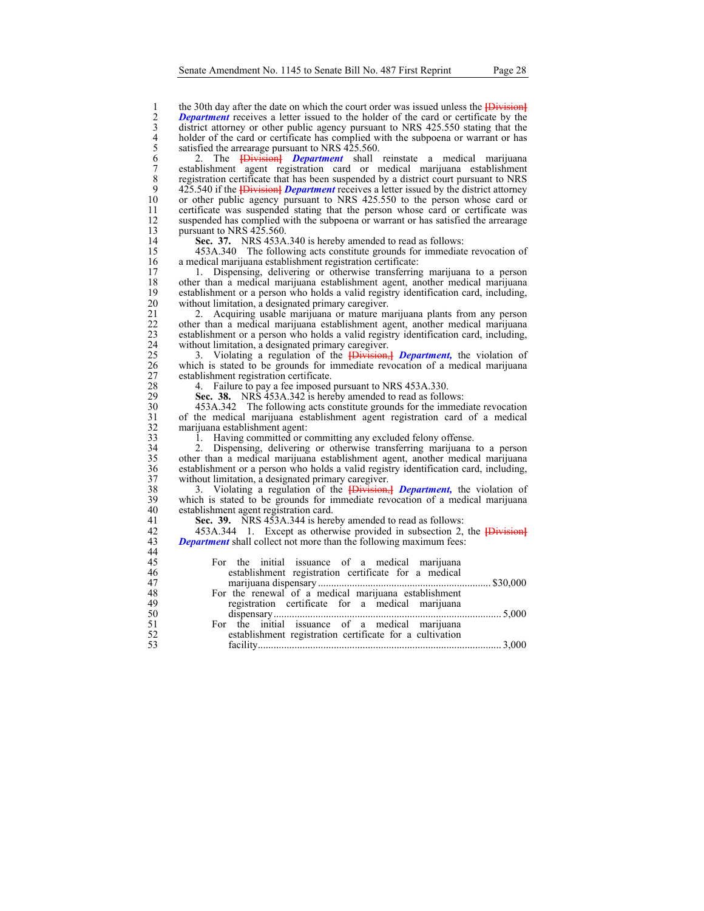the 30th day after the date on which the court order was issued unless the [Division] ***Department*** receives a letter issued to the holder of the card or certificate by the district attorney or other public agency pursuant to NRS 425.550 stating that the holder of the card or certificate has complied with the subpoena or warrant or has satisfied the arrearage pursuant to NRS 425.560.

2. The [Division] ***Department*** shall reinstate a medical marijuana establishment agent registration card or medical marijuana establishment registration certificate that has been suspended by a district court pursuant to NRS 425.540 if the [Division] ***Department*** receives a letter issued by the district attorney or other public agency pursuant to NRS 425.550 to the person whose card or certificate was suspended stating that the person whose card or certificate was suspended has complied with the subpoena or warrant or has satisfied the arrearage pursuant to NRS 425.560.

**Sec. 37.** NRS 453A.340 is hereby amended to read as follows:

453A.340 The following acts constitute grounds for immediate revocation of a medical marijuana establishment registration certificate:

1. Dispensing, delivering or otherwise transferring marijuana to a person other than a medical marijuana establishment agent, another medical marijuana establishment or a person who holds a valid registry identification card, including, without limitation, a designated primary caregiver.

2. Acquiring usable marijuana or mature marijuana plants from any person other than a medical marijuana establishment agent, another medical marijuana establishment or a person who holds a valid registry identification card, including, without limitation, a designated primary caregiver.

3. Violating a regulation of the [Division,] ***Department,*** the violation of which is stated to be grounds for immediate revocation of a medical marijuana establishment registration certificate.

4. Failure to pay a fee imposed pursuant to NRS 453A.330.

**Sec. 38.** NRS 453A.342 is hereby amended to read as follows:

453A.342 The following acts constitute grounds for the immediate revocation of the medical marijuana establishment agent registration card of a medical marijuana establishment agent:

1. Having committed or committing any excluded felony offense.

2. Dispensing, delivering or otherwise transferring marijuana to a person other than a medical marijuana establishment agent, another medical marijuana establishment or a person who holds a valid registry identification card, including, without limitation, a designated primary caregiver.

3. Violating a regulation of the [Division,] ***Department,*** the violation of which is stated to be grounds for immediate revocation of a medical marijuana establishment agent registration card.

**Sec. 39.** NRS 453A.344 is hereby amended to read as follows:

453A.344 1. Except as otherwise provided in subsection 2, the [Division] ***Department*** shall collect not more than the following maximum fees:

| | |
|---|---|
| For the initial issuance of a medical marijuana establishment registration certificate for a medical marijuana dispensary | $30,000 |
| For the renewal of a medical marijuana establishment registration certificate for a medical marijuana dispensary | 5,000 |
| For the initial issuance of a medical marijuana establishment registration certificate for a cultivation facility | 3,000 |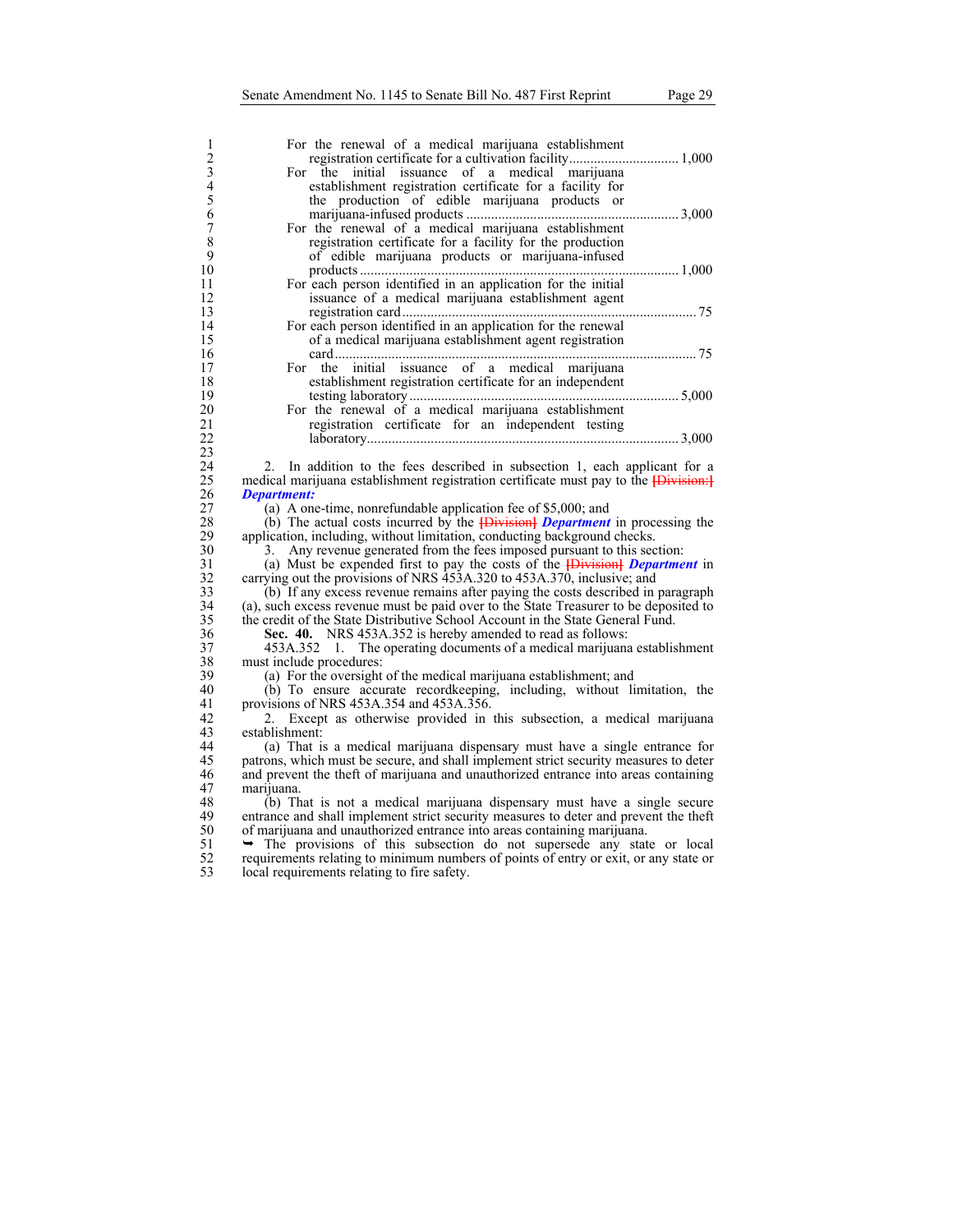For the renewal of a medical marijuana establishment registration certificate for a cultivation facility .............................. 1,000

For the initial issuance of a medical marijuana establishment registration certificate for a facility for the production of edible marijuana products or marijuana-infused products ............................................................ 3,000

For the renewal of a medical marijuana establishment registration certificate for a facility for the production of edible marijuana products or marijuana-infused products .......................................................................... 1,000

For each person identified in an application for the initial issuance of a medical marijuana establishment agent registration card .................................................................................. 75

For each person identified in an application for the renewal of a medical marijuana establishment agent registration card ...................................................................................................... 75

For the initial issuance of a medical marijuana establishment registration certificate for an independent testing laboratory ............................................................................ 5,000

For the renewal of a medical marijuana establishment registration certificate for an independent testing laboratory....................................................................................... 3,000

2. In addition to the fees described in subsection 1, each applicant for a medical marijuana establishment registration certificate must pay to the ~~[Division:]~~ ***Department:***

(a) A one-time, nonrefundable application fee of $5,000; and

(b) The actual costs incurred by the ~~[Division]~~ ***Department*** in processing the application, including, without limitation, conducting background checks.

3. Any revenue generated from the fees imposed pursuant to this section:

(a) Must be expended first to pay the costs of the ~~[Division]~~ ***Department*** in carrying out the provisions of NRS 453A.320 to 453A.370, inclusive; and

(b) If any excess revenue remains after paying the costs described in paragraph (a), such excess revenue must be paid over to the State Treasurer to be deposited to the credit of the State Distributive School Account in the State General Fund.

**Sec. 40.** NRS 453A.352 is hereby amended to read as follows:

453A.352 1. The operating documents of a medical marijuana establishment must include procedures:

(a) For the oversight of the medical marijuana establishment; and

(b) To ensure accurate recordkeeping, including, without limitation, the provisions of NRS 453A.354 and 453A.356.

2. Except as otherwise provided in this subsection, a medical marijuana establishment:

(a) That is a medical marijuana dispensary must have a single entrance for patrons, which must be secure, and shall implement strict security measures to deter and prevent the theft of marijuana and unauthorized entrance into areas containing marijuana.

(b) That is not a medical marijuana dispensary must have a single secure entrance and shall implement strict security measures to deter and prevent the theft of marijuana and unauthorized entrance into areas containing marijuana.

➥ The provisions of this subsection do not supersede any state or local requirements relating to minimum numbers of points of entry or exit, or any state or local requirements relating to fire safety.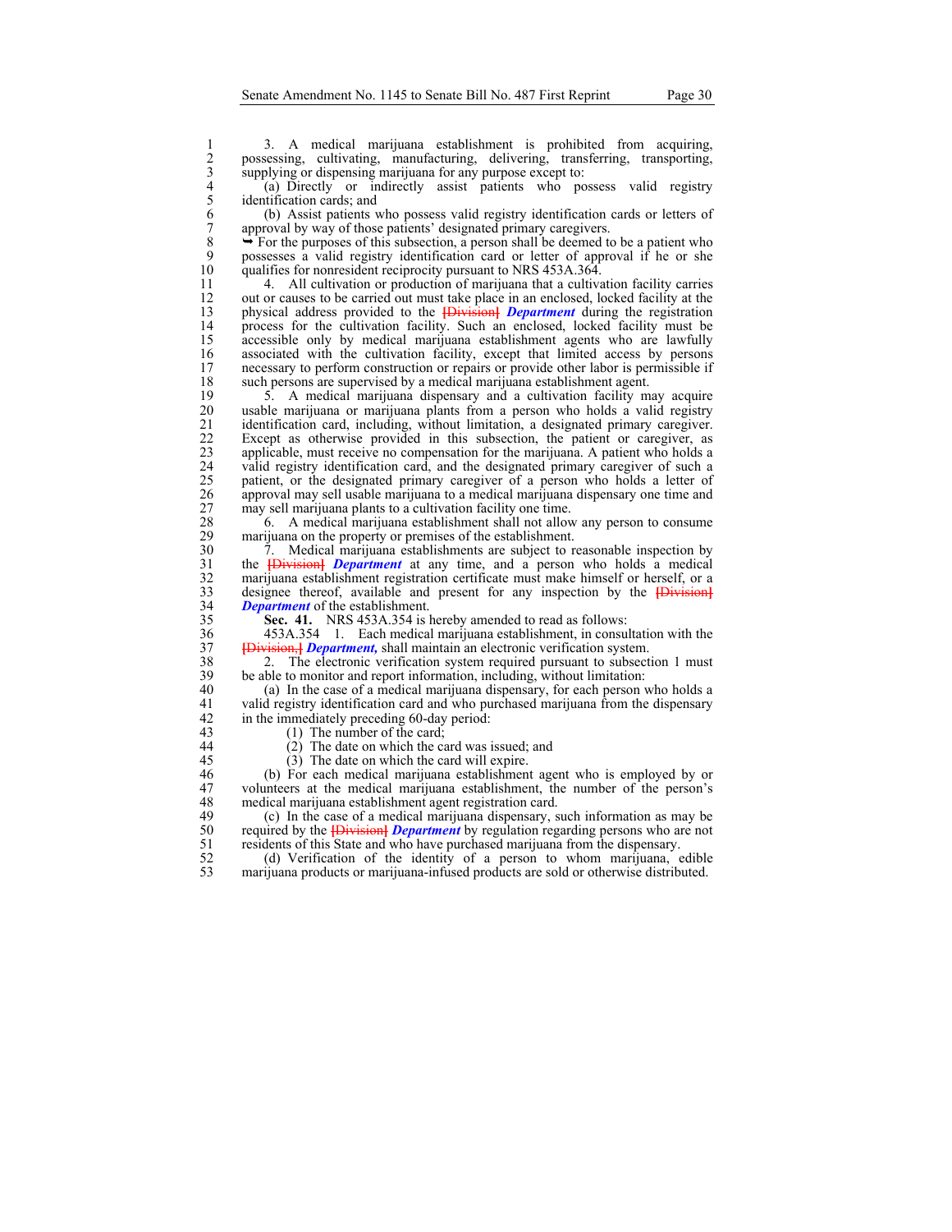3. A medical marijuana establishment is prohibited from acquiring, possessing, cultivating, manufacturing, delivering, transferring, transporting, supplying or dispensing marijuana for any purpose except to:

(a) Directly or indirectly assist patients who possess valid registry identification cards; and

(b) Assist patients who possess valid registry identification cards or letters of approval by way of those patients' designated primary caregivers.

➥ For the purposes of this subsection, a person shall be deemed to be a patient who possesses a valid registry identification card or letter of approval if he or she qualifies for nonresident reciprocity pursuant to NRS 453A.364.

4. All cultivation or production of marijuana that a cultivation facility carries out or causes to be carried out must take place in an enclosed, locked facility at the physical address provided to the ~~[Division]~~ ***Department*** during the registration process for the cultivation facility. Such an enclosed, locked facility must be accessible only by medical marijuana establishment agents who are lawfully associated with the cultivation facility, except that limited access by persons necessary to perform construction or repairs or provide other labor is permissible if such persons are supervised by a medical marijuana establishment agent.

5. A medical marijuana dispensary and a cultivation facility may acquire usable marijuana or marijuana plants from a person who holds a valid registry identification card, including, without limitation, a designated primary caregiver. Except as otherwise provided in this subsection, the patient or caregiver, as applicable, must receive no compensation for the marijuana. A patient who holds a valid registry identification card, and the designated primary caregiver of such a patient, or the designated primary caregiver of a person who holds a letter of approval may sell usable marijuana to a medical marijuana dispensary one time and may sell marijuana plants to a cultivation facility one time.

6. A medical marijuana establishment shall not allow any person to consume marijuana on the property or premises of the establishment.

7. Medical marijuana establishments are subject to reasonable inspection by the ~~[Division]~~ ***Department*** at any time, and a person who holds a medical marijuana establishment registration certificate must make himself or herself, or a designee thereof, available and present for any inspection by the ~~[Division]~~ ***Department*** of the establishment.

**Sec. 41.** NRS 453A.354 is hereby amended to read as follows:

453A.354 1. Each medical marijuana establishment, in consultation with the ~~[Division,]~~ ***Department,*** shall maintain an electronic verification system.

2. The electronic verification system required pursuant to subsection 1 must be able to monitor and report information, including, without limitation:

(a) In the case of a medical marijuana dispensary, for each person who holds a valid registry identification card and who purchased marijuana from the dispensary in the immediately preceding 60-day period:

(1) The number of the card;

(2) The date on which the card was issued; and

(3) The date on which the card will expire.

(b) For each medical marijuana establishment agent who is employed by or volunteers at the medical marijuana establishment, the number of the person's medical marijuana establishment agent registration card.

(c) In the case of a medical marijuana dispensary, such information as may be required by the ~~[Division]~~ ***Department*** by regulation regarding persons who are not residents of this State and who have purchased marijuana from the dispensary.

(d) Verification of the identity of a person to whom marijuana, edible marijuana products or marijuana-infused products are sold or otherwise distributed.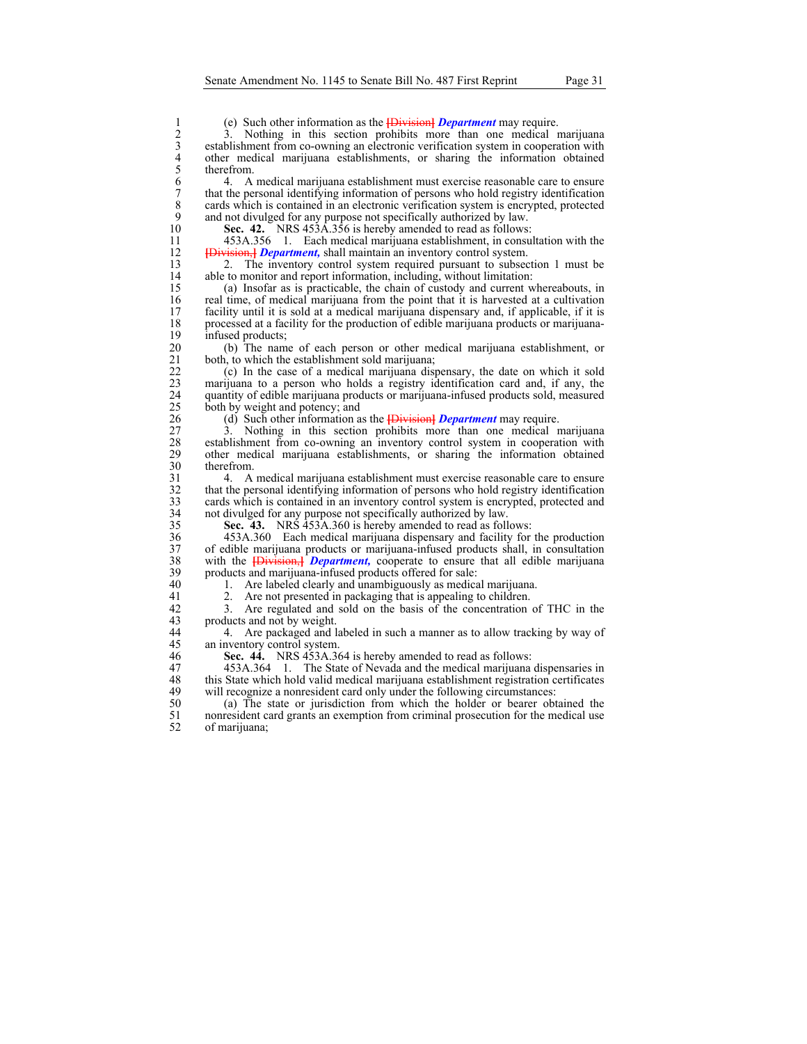(e) Such other information as the ~~[Division]~~ ***Department*** may require.

3. Nothing in this section prohibits more than one medical marijuana establishment from co-owning an electronic verification system in cooperation with other medical marijuana establishments, or sharing the information obtained therefrom.

4. A medical marijuana establishment must exercise reasonable care to ensure that the personal identifying information of persons who hold registry identification cards which is contained in an electronic verification system is encrypted, protected and not divulged for any purpose not specifically authorized by law.

**Sec. 42.** NRS 453A.356 is hereby amended to read as follows:

453A.356 1. Each medical marijuana establishment, in consultation with the ~~[Division,]~~ ***Department,*** shall maintain an inventory control system.

2. The inventory control system required pursuant to subsection 1 must be able to monitor and report information, including, without limitation:

(a) Insofar as is practicable, the chain of custody and current whereabouts, in real time, of medical marijuana from the point that it is harvested at a cultivation facility until it is sold at a medical marijuana dispensary and, if applicable, if it is processed at a facility for the production of edible marijuana products or marijuana-infused products;

(b) The name of each person or other medical marijuana establishment, or both, to which the establishment sold marijuana;

(c) In the case of a medical marijuana dispensary, the date on which it sold marijuana to a person who holds a registry identification card and, if any, the quantity of edible marijuana products or marijuana-infused products sold, measured both by weight and potency; and

(d) Such other information as the ~~[Division]~~ ***Department*** may require.

3. Nothing in this section prohibits more than one medical marijuana establishment from co-owning an inventory control system in cooperation with other medical marijuana establishments, or sharing the information obtained therefrom.

4. A medical marijuana establishment must exercise reasonable care to ensure that the personal identifying information of persons who hold registry identification cards which is contained in an inventory control system is encrypted, protected and not divulged for any purpose not specifically authorized by law.

**Sec. 43.** NRS 453A.360 is hereby amended to read as follows:

453A.360 Each medical marijuana dispensary and facility for the production of edible marijuana products or marijuana-infused products shall, in consultation with the ~~[Division,]~~ ***Department,*** cooperate to ensure that all edible marijuana products and marijuana-infused products offered for sale:

1. Are labeled clearly and unambiguously as medical marijuana.

2. Are not presented in packaging that is appealing to children.

3. Are regulated and sold on the basis of the concentration of THC in the products and not by weight.

4. Are packaged and labeled in such a manner as to allow tracking by way of an inventory control system.

**Sec. 44.** NRS 453A.364 is hereby amended to read as follows:

453A.364 1. The State of Nevada and the medical marijuana dispensaries in this State which hold valid medical marijuana establishment registration certificates will recognize a nonresident card only under the following circumstances:

(a) The state or jurisdiction from which the holder or bearer obtained the nonresident card grants an exemption from criminal prosecution for the medical use of marijuana;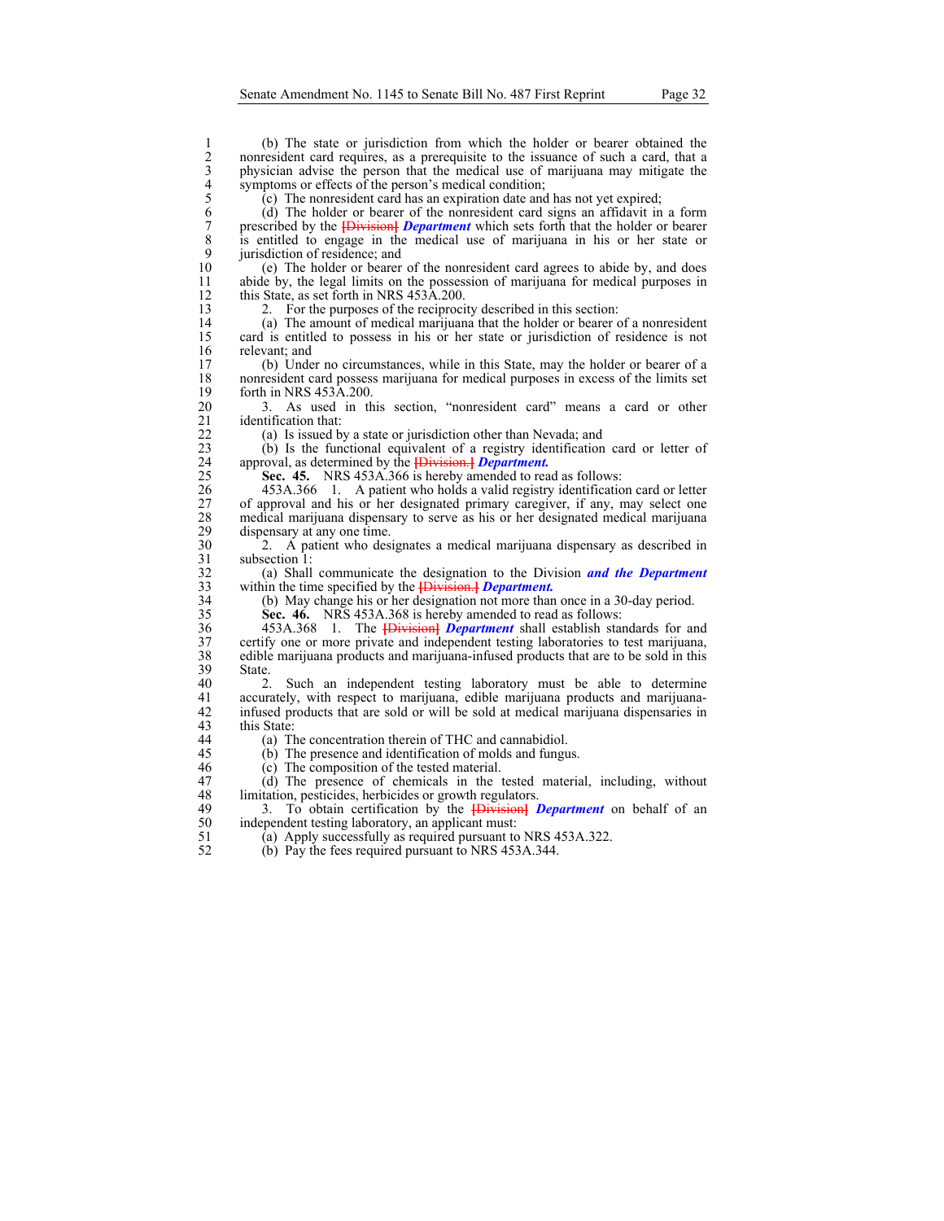(b) The state or jurisdiction from which the holder or bearer obtained the nonresident card requires, as a prerequisite to the issuance of such a card, that a physician advise the person that the medical use of marijuana may mitigate the symptoms or effects of the person's medical condition;

(c) The nonresident card has an expiration date and has not yet expired;

(d) The holder or bearer of the nonresident card signs an affidavit in a form prescribed by the [Division] ***Department*** which sets forth that the holder or bearer is entitled to engage in the medical use of marijuana in his or her state or jurisdiction of residence; and

(e) The holder or bearer of the nonresident card agrees to abide by, and does abide by, the legal limits on the possession of marijuana for medical purposes in this State, as set forth in NRS 453A.200.

2. For the purposes of the reciprocity described in this section:

(a) The amount of medical marijuana that the holder or bearer of a nonresident card is entitled to possess in his or her state or jurisdiction of residence is not relevant; and

(b) Under no circumstances, while in this State, may the holder or bearer of a nonresident card possess marijuana for medical purposes in excess of the limits set forth in NRS 453A.200.

3. As used in this section, "nonresident card" means a card or other identification that:

(a) Is issued by a state or jurisdiction other than Nevada; and

(b) Is the functional equivalent of a registry identification card or letter of approval, as determined by the [Division.] ***Department.***

**Sec. 45.** NRS 453A.366 is hereby amended to read as follows:

453A.366 1. A patient who holds a valid registry identification card or letter of approval and his or her designated primary caregiver, if any, may select one medical marijuana dispensary to serve as his or her designated medical marijuana dispensary at any one time.

2. A patient who designates a medical marijuana dispensary as described in subsection 1:

(a) Shall communicate the designation to the Division ***and the Department*** within the time specified by the [Division.] ***Department.***

(b) May change his or her designation not more than once in a 30-day period.

**Sec. 46.** NRS 453A.368 is hereby amended to read as follows:

453A.368 1. The [Division] ***Department*** shall establish standards for and certify one or more private and independent testing laboratories to test marijuana, edible marijuana products and marijuana-infused products that are to be sold in this State.

2. Such an independent testing laboratory must be able to determine accurately, with respect to marijuana, edible marijuana products and marijuana-infused products that are sold or will be sold at medical marijuana dispensaries in this State:

(a) The concentration therein of THC and cannabidiol.

(b) The presence and identification of molds and fungus.

(c) The composition of the tested material.

(d) The presence of chemicals in the tested material, including, without limitation, pesticides, herbicides or growth regulators.

3. To obtain certification by the [Division] ***Department*** on behalf of an independent testing laboratory, an applicant must:

(a) Apply successfully as required pursuant to NRS 453A.322.

(b) Pay the fees required pursuant to NRS 453A.344.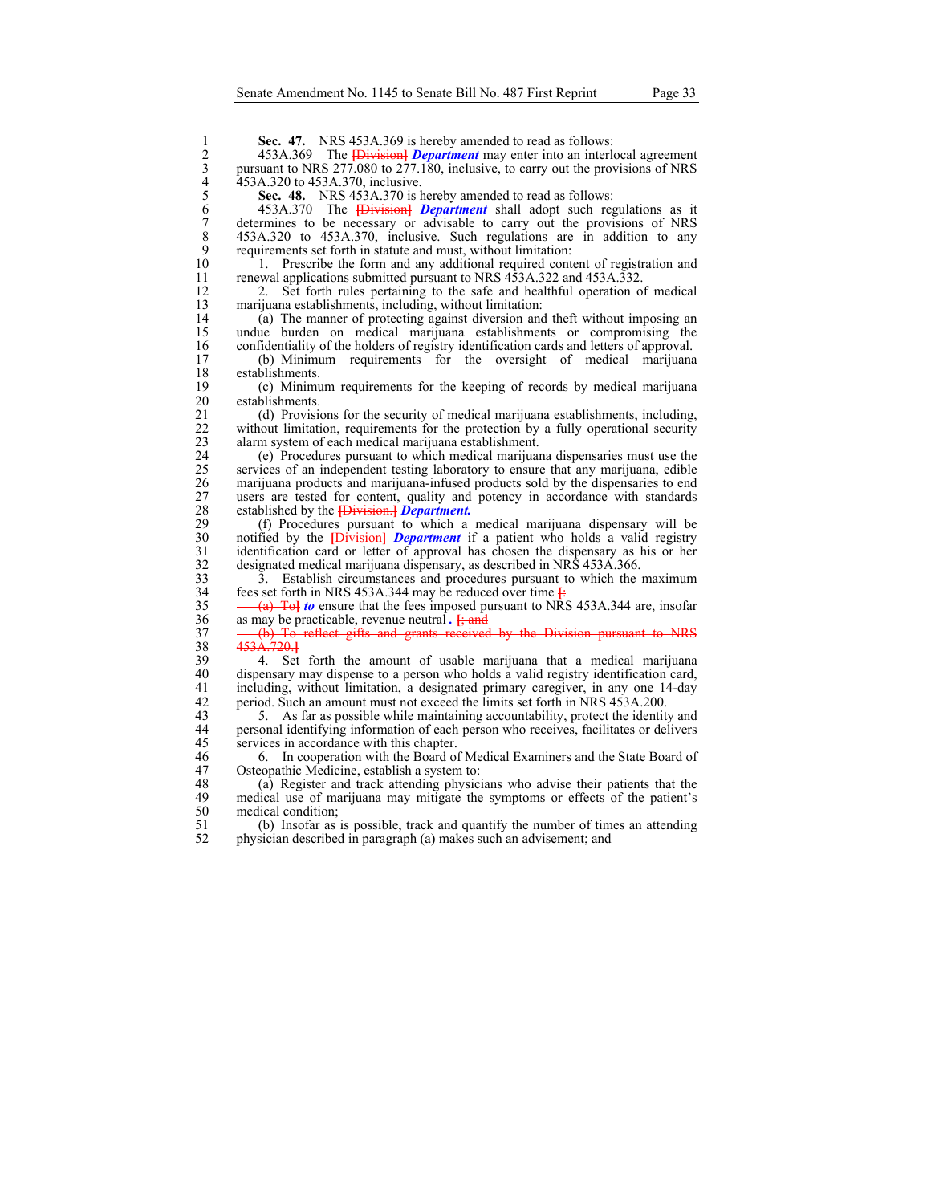**Sec. 47.** NRS 453A.369 is hereby amended to read as follows:

453A.369 The [Division] ***Department*** may enter into an interlocal agreement pursuant to NRS 277.080 to 277.180, inclusive, to carry out the provisions of NRS 453A.320 to 453A.370, inclusive.

**Sec. 48.** NRS 453A.370 is hereby amended to read as follows:

453A.370 The [Division] ***Department*** shall adopt such regulations as it determines to be necessary or advisable to carry out the provisions of NRS 453A.320 to 453A.370, inclusive. Such regulations are in addition to any requirements set forth in statute and must, without limitation:

1. Prescribe the form and any additional required content of registration and renewal applications submitted pursuant to NRS 453A.322 and 453A.332.

2. Set forth rules pertaining to the safe and healthful operation of medical marijuana establishments, including, without limitation:

(a) The manner of protecting against diversion and theft without imposing an undue burden on medical marijuana establishments or compromising the confidentiality of the holders of registry identification cards and letters of approval.

(b) Minimum requirements for the oversight of medical marijuana establishments.

(c) Minimum requirements for the keeping of records by medical marijuana establishments.

(d) Provisions for the security of medical marijuana establishments, including, without limitation, requirements for the protection by a fully operational security alarm system of each medical marijuana establishment.

(e) Procedures pursuant to which medical marijuana dispensaries must use the services of an independent testing laboratory to ensure that any marijuana, edible marijuana products and marijuana-infused products sold by the dispensaries to end users are tested for content, quality and potency in accordance with standards established by the [Division.] ***Department.***

(f) Procedures pursuant to which a medical marijuana dispensary will be notified by the [Division] ***Department*** if a patient who holds a valid registry identification card or letter of approval has chosen the dispensary as his or her designated medical marijuana dispensary, as described in NRS 453A.366.

3. Establish circumstances and procedures pursuant to which the maximum fees set forth in NRS 453A.344 may be reduced over time [:

(a) To] ***to*** ensure that the fees imposed pursuant to NRS 453A.344 are, insofar as may be practicable, revenue neutral ***.*** [; and

(b) To reflect gifts and grants received by the Division pursuant to NRS 453A.720.]

4. Set forth the amount of usable marijuana that a medical marijuana dispensary may dispense to a person who holds a valid registry identification card, including, without limitation, a designated primary caregiver, in any one 14-day period. Such an amount must not exceed the limits set forth in NRS 453A.200.

5. As far as possible while maintaining accountability, protect the identity and personal identifying information of each person who receives, facilitates or delivers services in accordance with this chapter.

6. In cooperation with the Board of Medical Examiners and the State Board of Osteopathic Medicine, establish a system to:

(a) Register and track attending physicians who advise their patients that the medical use of marijuana may mitigate the symptoms or effects of the patient's medical condition;

(b) Insofar as is possible, track and quantify the number of times an attending physician described in paragraph (a) makes such an advisement; and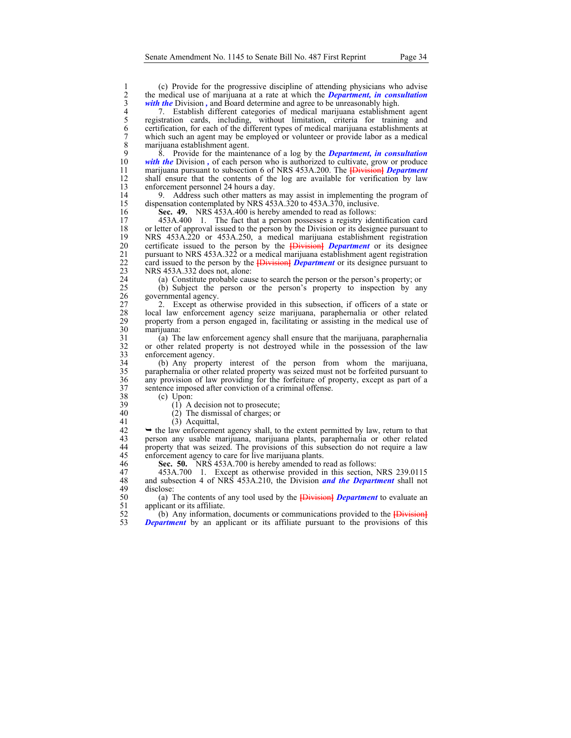(c) Provide for the progressive discipline of attending physicians who advise the medical use of marijuana at a rate at which the ***Department, in consultation with the*** Division ***,*** and Board determine and agree to be unreasonably high.

7. Establish different categories of medical marijuana establishment agent registration cards, including, without limitation, criteria for training and certification, for each of the different types of medical marijuana establishments at which such an agent may be employed or volunteer or provide labor as a medical marijuana establishment agent.

8. Provide for the maintenance of a log by the ***Department, in consultation with the*** Division ***,*** of each person who is authorized to cultivate, grow or produce marijuana pursuant to subsection 6 of NRS 453A.200. The ~~[Division]~~ ***Department*** shall ensure that the contents of the log are available for verification by law enforcement personnel 24 hours a day.

9. Address such other matters as may assist in implementing the program of dispensation contemplated by NRS 453A.320 to 453A.370, inclusive.

**Sec. 49.** NRS 453A.400 is hereby amended to read as follows:

453A.400 1. The fact that a person possesses a registry identification card or letter of approval issued to the person by the Division or its designee pursuant to NRS 453A.220 or 453A.250, a medical marijuana establishment registration certificate issued to the person by the ~~[Division]~~ ***Department*** or its designee pursuant to NRS 453A.322 or a medical marijuana establishment agent registration card issued to the person by the ~~[Division]~~ ***Department*** or its designee pursuant to NRS 453A.332 does not, alone:

(a) Constitute probable cause to search the person or the person's property; or

(b) Subject the person or the person's property to inspection by any governmental agency.

2. Except as otherwise provided in this subsection, if officers of a state or local law enforcement agency seize marijuana, paraphernalia or other related property from a person engaged in, facilitating or assisting in the medical use of marijuana:

(a) The law enforcement agency shall ensure that the marijuana, paraphernalia or other related property is not destroyed while in the possession of the law enforcement agency.

(b) Any property interest of the person from whom the marijuana, paraphernalia or other related property was seized must not be forfeited pursuant to any provision of law providing for the forfeiture of property, except as part of a sentence imposed after conviction of a criminal offense.

(c) Upon:

(1) A decision not to prosecute;

(2) The dismissal of charges; or

(3) Acquittal,

➥ the law enforcement agency shall, to the extent permitted by law, return to that person any usable marijuana, marijuana plants, paraphernalia or other related property that was seized. The provisions of this subsection do not require a law enforcement agency to care for live marijuana plants.

**Sec. 50.** NRS 453A.700 is hereby amended to read as follows:

453A.700 1. Except as otherwise provided in this section, NRS 239.0115 and subsection 4 of NRS 453A.210, the Division ***and the Department*** shall not disclose:

(a) The contents of any tool used by the ~~[Division]~~ ***Department*** to evaluate an applicant or its affiliate.

(b) Any information, documents or communications provided to the ~~[Division]~~ ***Department*** by an applicant or its affiliate pursuant to the provisions of this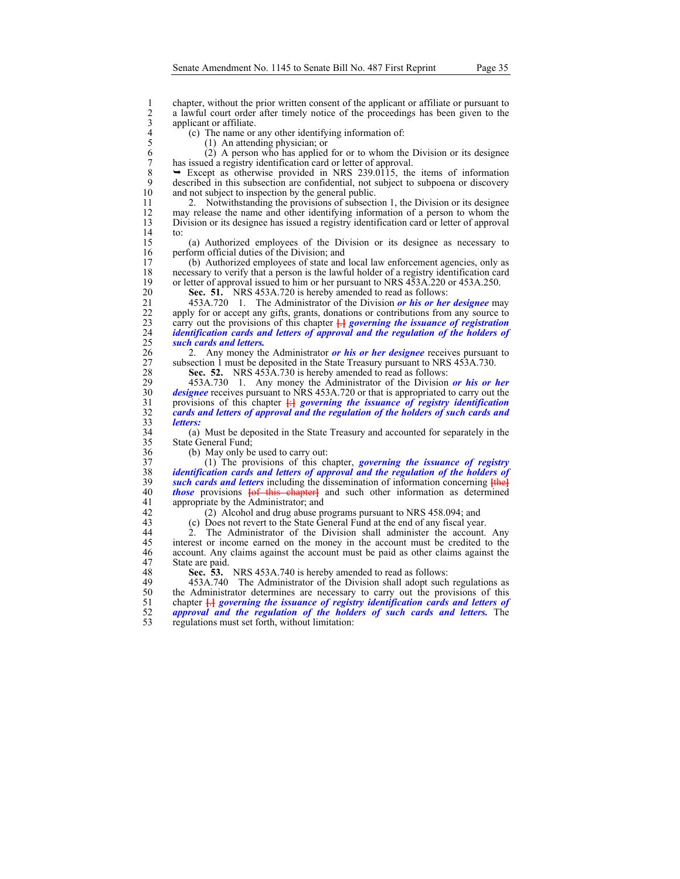chapter, without the prior written consent of the applicant or affiliate or pursuant to a lawful court order after timely notice of the proceedings has been given to the applicant or affiliate.

(c) The name or any other identifying information of:

(1) An attending physician; or

(2) A person who has applied for or to whom the Division or its designee has issued a registry identification card or letter of approval.

➥ Except as otherwise provided in NRS 239.0115, the items of information described in this subsection are confidential, not subject to subpoena or discovery and not subject to inspection by the general public.

2. Notwithstanding the provisions of subsection 1, the Division or its designee may release the name and other identifying information of a person to whom the Division or its designee has issued a registry identification card or letter of approval to:

(a) Authorized employees of the Division or its designee as necessary to perform official duties of the Division; and

(b) Authorized employees of state and local law enforcement agencies, only as necessary to verify that a person is the lawful holder of a registry identification card or letter of approval issued to him or her pursuant to NRS 453A.220 or 453A.250.

**Sec. 51.** NRS 453A.720 is hereby amended to read as follows:

453A.720 1. The Administrator of the Division ***or his or her designee*** may apply for or accept any gifts, grants, donations or contributions from any source to carry out the provisions of this chapter [.] ***governing the issuance of registration identification cards and letters of approval and the regulation of the holders of such cards and letters.***

2. Any money the Administrator ***or his or her designee*** receives pursuant to subsection 1 must be deposited in the State Treasury pursuant to NRS 453A.730.

**Sec. 52.** NRS 453A.730 is hereby amended to read as follows:

453A.730 1. Any money the Administrator of the Division ***or his or her designee*** receives pursuant to NRS 453A.720 or that is appropriated to carry out the provisions of this chapter [:] ***governing the issuance of registry identification cards and letters of approval and the regulation of the holders of such cards and letters:***

(a) Must be deposited in the State Treasury and accounted for separately in the State General Fund;

(b) May only be used to carry out:

(1) The provisions of this chapter, ***governing the issuance of registry identification cards and letters of approval and the regulation of the holders of such cards and letters*** including the dissemination of information concerning [the] ***those*** provisions [of this chapter] and such other information as determined appropriate by the Administrator; and

(2) Alcohol and drug abuse programs pursuant to NRS 458.094; and

(c) Does not revert to the State General Fund at the end of any fiscal year.

2. The Administrator of the Division shall administer the account. Any interest or income earned on the money in the account must be credited to the account. Any claims against the account must be paid as other claims against the State are paid.

**Sec. 53.** NRS 453A.740 is hereby amended to read as follows:

453A.740 The Administrator of the Division shall adopt such regulations as the Administrator determines are necessary to carry out the provisions of this chapter [.] ***governing the issuance of registry identification cards and letters of approval and the regulation of the holders of such cards and letters.*** The regulations must set forth, without limitation: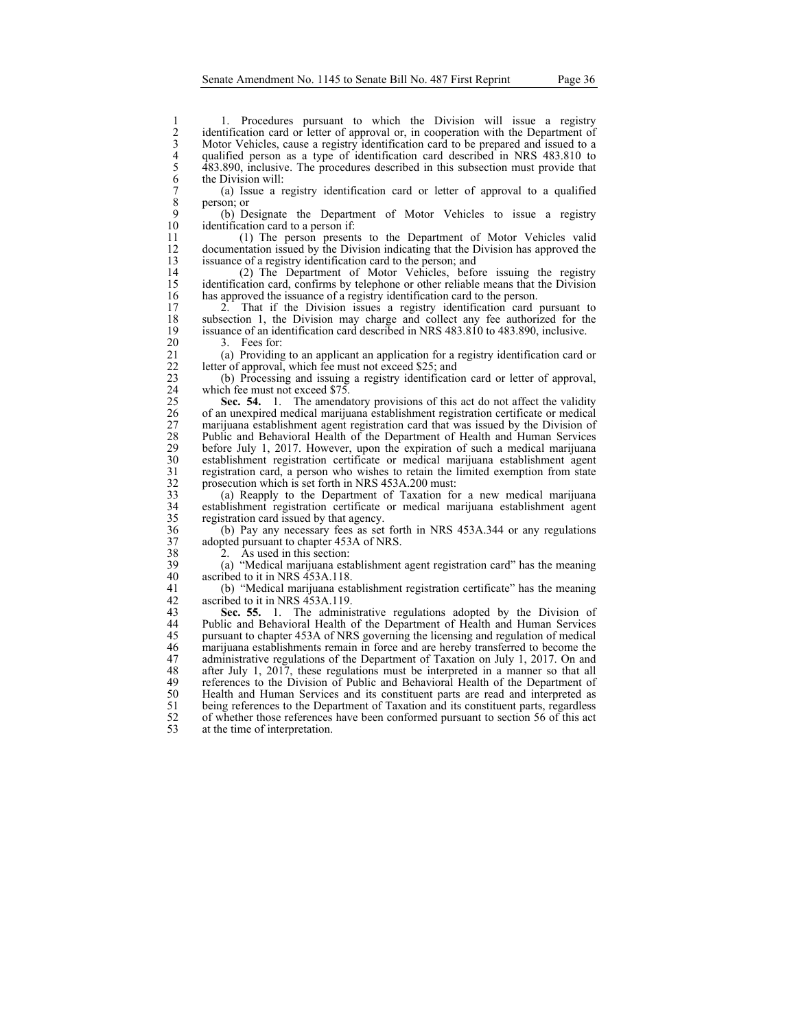1. Procedures pursuant to which the Division will issue a registry identification card or letter of approval or, in cooperation with the Department of Motor Vehicles, cause a registry identification card to be prepared and issued to a qualified person as a type of identification card described in NRS 483.810 to 483.890, inclusive. The procedures described in this subsection must provide that the Division will:

(a) Issue a registry identification card or letter of approval to a qualified person; or

(b) Designate the Department of Motor Vehicles to issue a registry identification card to a person if:

(1) The person presents to the Department of Motor Vehicles valid documentation issued by the Division indicating that the Division has approved the issuance of a registry identification card to the person; and

(2) The Department of Motor Vehicles, before issuing the registry identification card, confirms by telephone or other reliable means that the Division has approved the issuance of a registry identification card to the person.

2. That if the Division issues a registry identification card pursuant to subsection 1, the Division may charge and collect any fee authorized for the issuance of an identification card described in NRS 483.810 to 483.890, inclusive.

3. Fees for:

(a) Providing to an applicant an application for a registry identification card or letter of approval, which fee must not exceed $25; and

(b) Processing and issuing a registry identification card or letter of approval, which fee must not exceed $75.

**Sec. 54.** 1. The amendatory provisions of this act do not affect the validity of an unexpired medical marijuana establishment registration certificate or medical marijuana establishment agent registration card that was issued by the Division of Public and Behavioral Health of the Department of Health and Human Services before July 1, 2017. However, upon the expiration of such a medical marijuana establishment registration certificate or medical marijuana establishment agent registration card, a person who wishes to retain the limited exemption from state prosecution which is set forth in NRS 453A.200 must:

(a) Reapply to the Department of Taxation for a new medical marijuana establishment registration certificate or medical marijuana establishment agent registration card issued by that agency.

(b) Pay any necessary fees as set forth in NRS 453A.344 or any regulations adopted pursuant to chapter 453A of NRS.

2. As used in this section:

(a) "Medical marijuana establishment agent registration card" has the meaning ascribed to it in NRS 453A.118.

(b) "Medical marijuana establishment registration certificate" has the meaning ascribed to it in NRS 453A.119.

**Sec. 55.** 1. The administrative regulations adopted by the Division of Public and Behavioral Health of the Department of Health and Human Services pursuant to chapter 453A of NRS governing the licensing and regulation of medical marijuana establishments remain in force and are hereby transferred to become the administrative regulations of the Department of Taxation on July 1, 2017. On and after July 1, 2017, these regulations must be interpreted in a manner so that all references to the Division of Public and Behavioral Health of the Department of Health and Human Services and its constituent parts are read and interpreted as being references to the Department of Taxation and its constituent parts, regardless of whether those references have been conformed pursuant to section 56 of this act at the time of interpretation.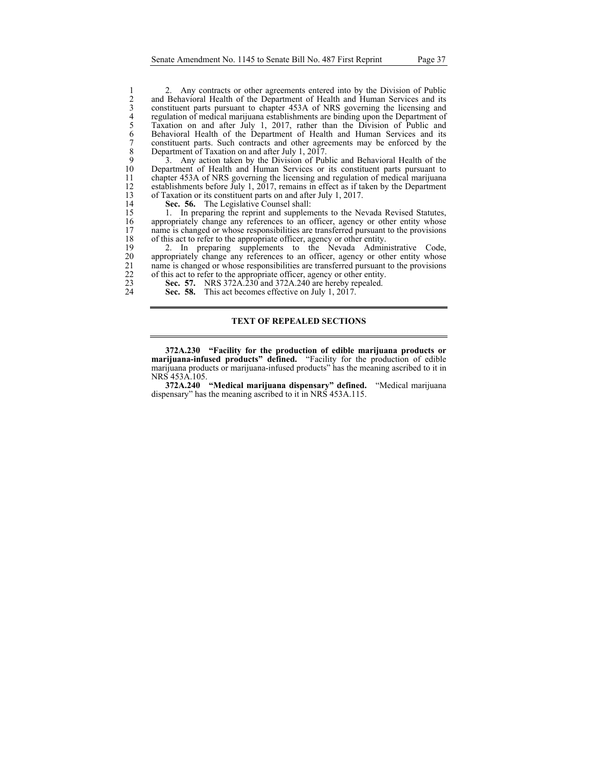2. Any contracts or other agreements entered into by the Division of Public and Behavioral Health of the Department of Health and Human Services and its constituent parts pursuant to chapter 453A of NRS governing the licensing and regulation of medical marijuana establishments are binding upon the Department of Taxation on and after July 1, 2017, rather than the Division of Public and Behavioral Health of the Department of Health and Human Services and its constituent parts. Such contracts and other agreements may be enforced by the Department of Taxation on and after July 1, 2017.

3. Any action taken by the Division of Public and Behavioral Health of the Department of Health and Human Services or its constituent parts pursuant to chapter 453A of NRS governing the licensing and regulation of medical marijuana establishments before July 1, 2017, remains in effect as if taken by the Department of Taxation or its constituent parts on and after July 1, 2017.

**Sec. 56.** The Legislative Counsel shall:

1. In preparing the reprint and supplements to the Nevada Revised Statutes, appropriately change any references to an officer, agency or other entity whose name is changed or whose responsibilities are transferred pursuant to the provisions of this act to refer to the appropriate officer, agency or other entity.

2. In preparing supplements to the Nevada Administrative Code, appropriately change any references to an officer, agency or other entity whose name is changed or whose responsibilities are transferred pursuant to the provisions of this act to refer to the appropriate officer, agency or other entity.

**Sec. 57.** NRS 372A.230 and 372A.240 are hereby repealed.

**Sec. 58.** This act becomes effective on July 1, 2017.

---

## TEXT OF REPEALED SECTIONS

---

**372A.230 "Facility for the production of edible marijuana products or marijuana-infused products" defined.** "Facility for the production of edible marijuana products or marijuana-infused products" has the meaning ascribed to it in NRS 453A.105.

**372A.240 "Medical marijuana dispensary" defined.** "Medical marijuana dispensary" has the meaning ascribed to it in NRS 453A.115.